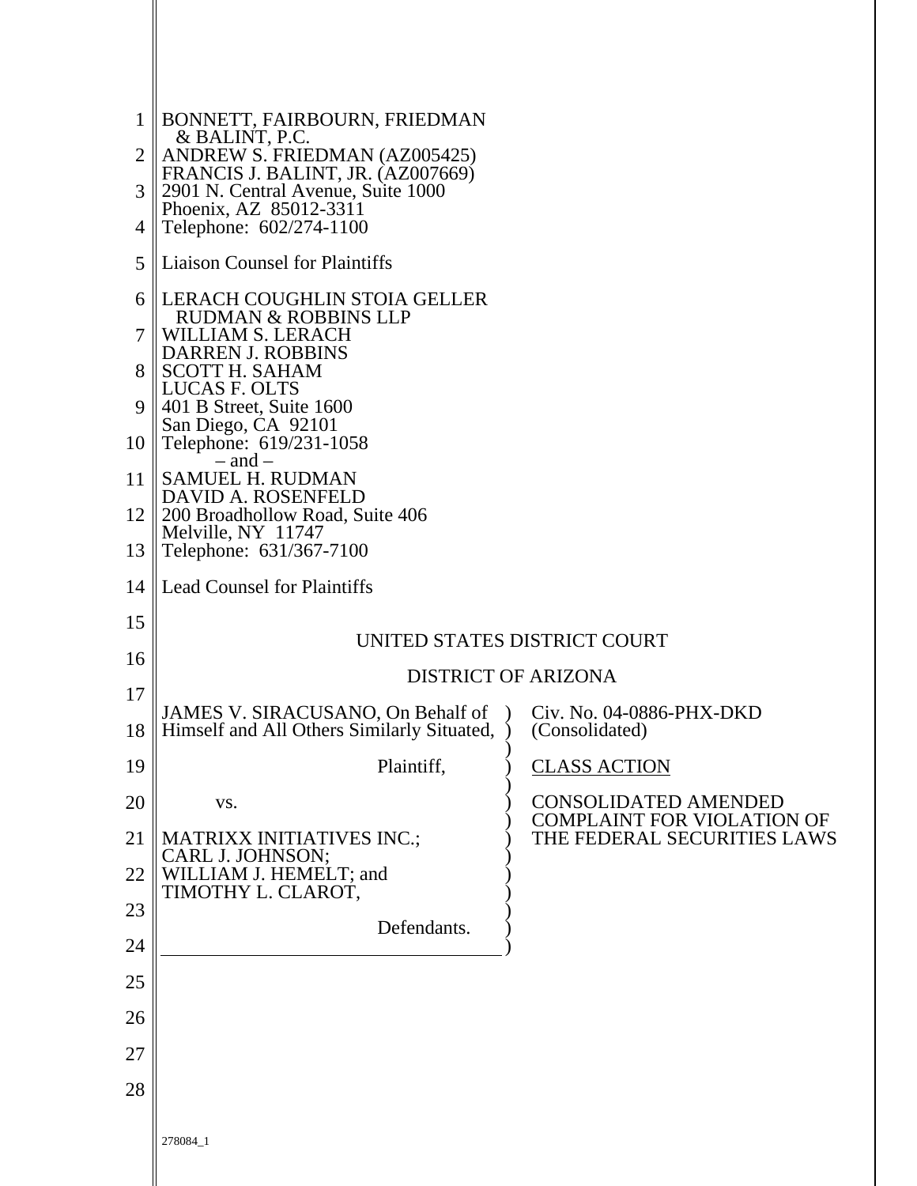BONNETT, FAIRBOURN, FRIEDMAN
& BALINT, P.C.
ANDREW S. FRIEDMAN (AZ005425)
FRANCIS J. BALINT, JR. (AZ007669)
2901 N. Central Avenue, Suite 1000
Phoenix, AZ 85012-3311
Telephone: 602/274-1100

Liaison Counsel for Plaintiffs

LERACH COUGHLIN STOIA GELLER
RUDMAN & ROBBINS LLP
WILLIAM S. LERACH
DARREN J. ROBBINS
SCOTT H. SAHAM
LUCAS F. OLTS
401 B Street, Suite 1600
San Diego, CA 92101
Telephone: 619/231-1058
– and –
SAMUEL H. RUDMAN
DAVID A. ROSENFELD
200 Broadhollow Road, Suite 406
Melville, NY 11747
Telephone: 631/367-7100

Lead Counsel for Plaintiffs

UNITED STATES DISTRICT COURT

DISTRICT OF ARIZONA

| | |
|---|---|
| JAMES V. SIRACUSANO, On Behalf of Himself and All Others Similarly Situated, | Civ. No. 04-0886-PHX-DKD (Consolidated) |
| Plaintiff, | CLASS ACTION |
| vs. | CONSOLIDATED AMENDED COMPLAINT FOR VIOLATION OF THE FEDERAL SECURITIES LAWS |
| MATRIXX INITIATIVES INC.; CARL J. JOHNSON; WILLIAM J. HEMELT; and TIMOTHY L. CLAROT, | |
| Defendants. | |

278084_1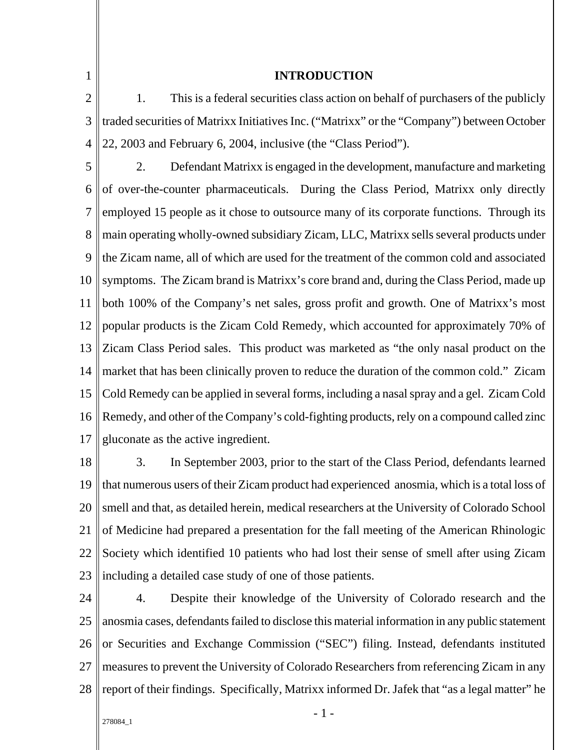## INTRODUCTION

1. This is a federal securities class action on behalf of purchasers of the publicly traded securities of Matrixx Initiatives Inc. ("Matrixx" or the "Company") between October 22, 2003 and February 6, 2004, inclusive (the "Class Period").

2. Defendant Matrixx is engaged in the development, manufacture and marketing of over-the-counter pharmaceuticals. During the Class Period, Matrixx only directly employed 15 people as it chose to outsource many of its corporate functions. Through its main operating wholly-owned subsidiary Zicam, LLC, Matrixx sells several products under the Zicam name, all of which are used for the treatment of the common cold and associated symptoms. The Zicam brand is Matrixx's core brand and, during the Class Period, made up both 100% of the Company's net sales, gross profit and growth. One of Matrixx's most popular products is the Zicam Cold Remedy, which accounted for approximately 70% of Zicam Class Period sales. This product was marketed as "the only nasal product on the market that has been clinically proven to reduce the duration of the common cold." Zicam Cold Remedy can be applied in several forms, including a nasal spray and a gel. Zicam Cold Remedy, and other of the Company's cold-fighting products, rely on a compound called zinc gluconate as the active ingredient.

3. In September 2003, prior to the start of the Class Period, defendants learned that numerous users of their Zicam product had experienced anosmia, which is a total loss of smell and that, as detailed herein, medical researchers at the University of Colorado School of Medicine had prepared a presentation for the fall meeting of the American Rhinologic Society which identified 10 patients who had lost their sense of smell after using Zicam including a detailed case study of one of those patients.

4. Despite their knowledge of the University of Colorado research and the anosmia cases, defendants failed to disclose this material information in any public statement or Securities and Exchange Commission ("SEC") filing. Instead, defendants instituted measures to prevent the University of Colorado Researchers from referencing Zicam in any report of their findings. Specifically, Matrixx informed Dr. Jafek that "as a legal matter" he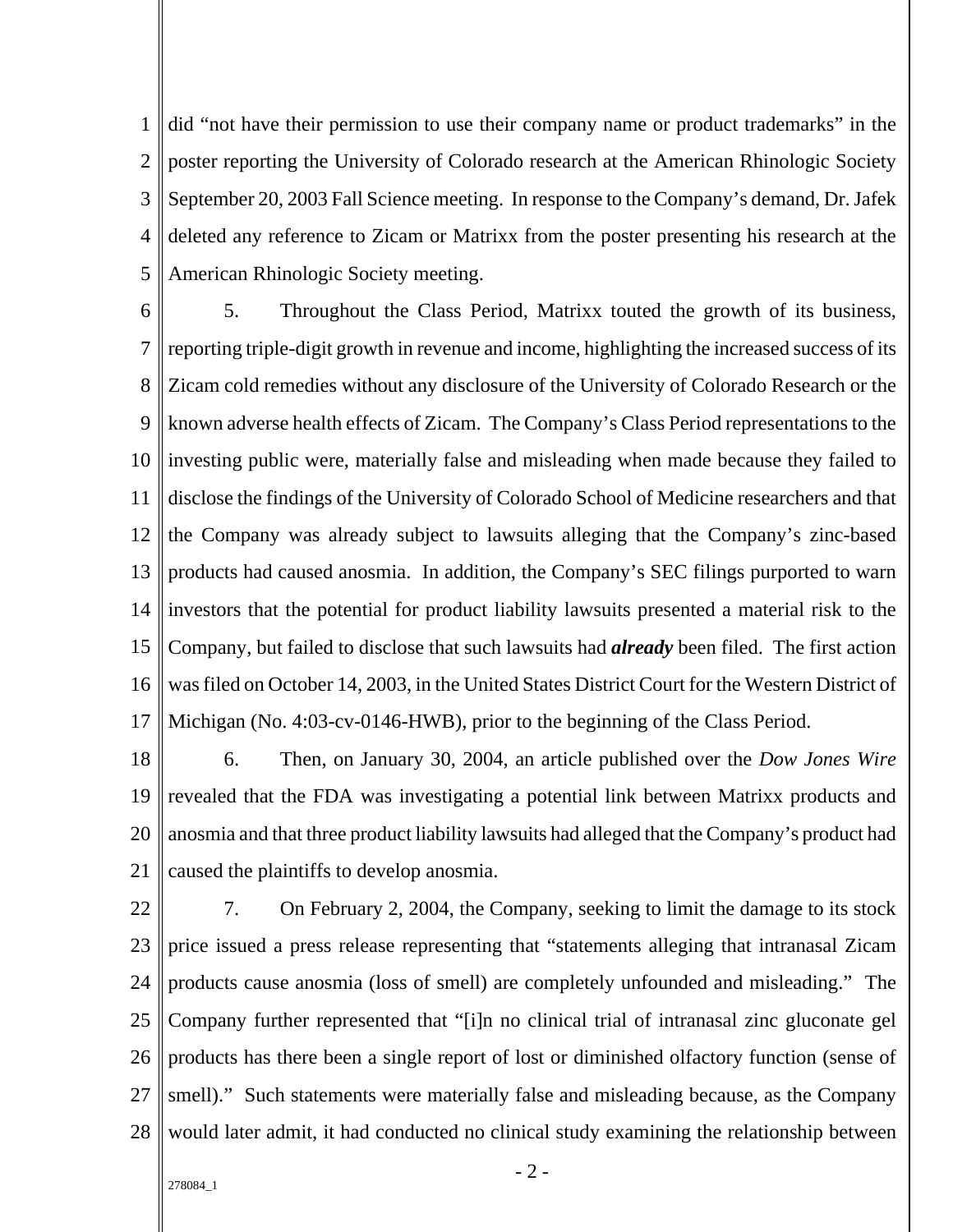did "not have their permission to use their company name or product trademarks" in the poster reporting the University of Colorado research at the American Rhinologic Society September 20, 2003 Fall Science meeting. In response to the Company's demand, Dr. Jafek deleted any reference to Zicam or Matrixx from the poster presenting his research at the American Rhinologic Society meeting.

5. Throughout the Class Period, Matrixx touted the growth of its business, reporting triple-digit growth in revenue and income, highlighting the increased success of its Zicam cold remedies without any disclosure of the University of Colorado Research or the known adverse health effects of Zicam. The Company's Class Period representations to the investing public were, materially false and misleading when made because they failed to disclose the findings of the University of Colorado School of Medicine researchers and that the Company was already subject to lawsuits alleging that the Company's zinc-based products had caused anosmia. In addition, the Company's SEC filings purported to warn investors that the potential for product liability lawsuits presented a material risk to the Company, but failed to disclose that such lawsuits had ***already*** been filed. The first action was filed on October 14, 2003, in the United States District Court for the Western District of Michigan (No. 4:03-cv-0146-HWB), prior to the beginning of the Class Period.

6. Then, on January 30, 2004, an article published over the *Dow Jones Wire* revealed that the FDA was investigating a potential link between Matrixx products and anosmia and that three product liability lawsuits had alleged that the Company's product had caused the plaintiffs to develop anosmia.

7. On February 2, 2004, the Company, seeking to limit the damage to its stock price issued a press release representing that "statements alleging that intranasal Zicam products cause anosmia (loss of smell) are completely unfounded and misleading." The Company further represented that "[i]n no clinical trial of intranasal zinc gluconate gel products has there been a single report of lost or diminished olfactory function (sense of smell)." Such statements were materially false and misleading because, as the Company would later admit, it had conducted no clinical study examining the relationship between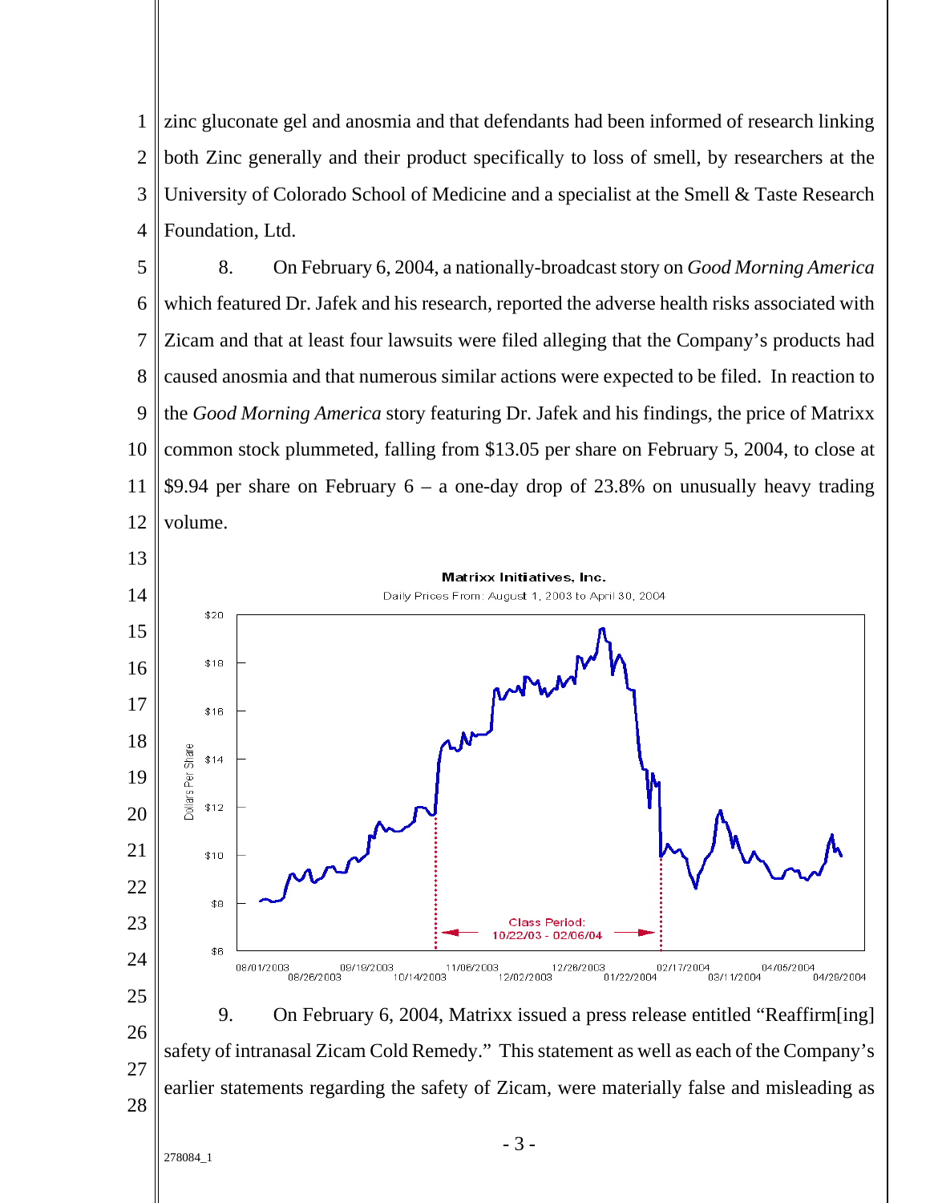zinc gluconate gel and anosmia and that defendants had been informed of research linking both Zinc generally and their product specifically to loss of smell, by researchers at the University of Colorado School of Medicine and a specialist at the Smell & Taste Research Foundation, Ltd.

8. On February 6, 2004, a nationally-broadcast story on *Good Morning America* which featured Dr. Jafek and his research, reported the adverse health risks associated with Zicam and that at least four lawsuits were filed alleging that the Company's products had caused anosmia and that numerous similar actions were expected to be filed. In reaction to the *Good Morning America* story featuring Dr. Jafek and his findings, the price of Matrixx common stock plummeted, falling from $13.05 per share on February 5, 2004, to close at $9.94 per share on February 6 – a one-day drop of 23.8% on unusually heavy trading volume.

**Matrixx Initiatives, Inc.**
Daily Prices From: August 1, 2003 to April 30, 2004

Class Period: 10/22/03 - 02/06/04

9. On February 6, 2004, Matrixx issued a press release entitled "Reaffirm[ing] safety of intranasal Zicam Cold Remedy." This statement as well as each of the Company's earlier statements regarding the safety of Zicam, were materially false and misleading as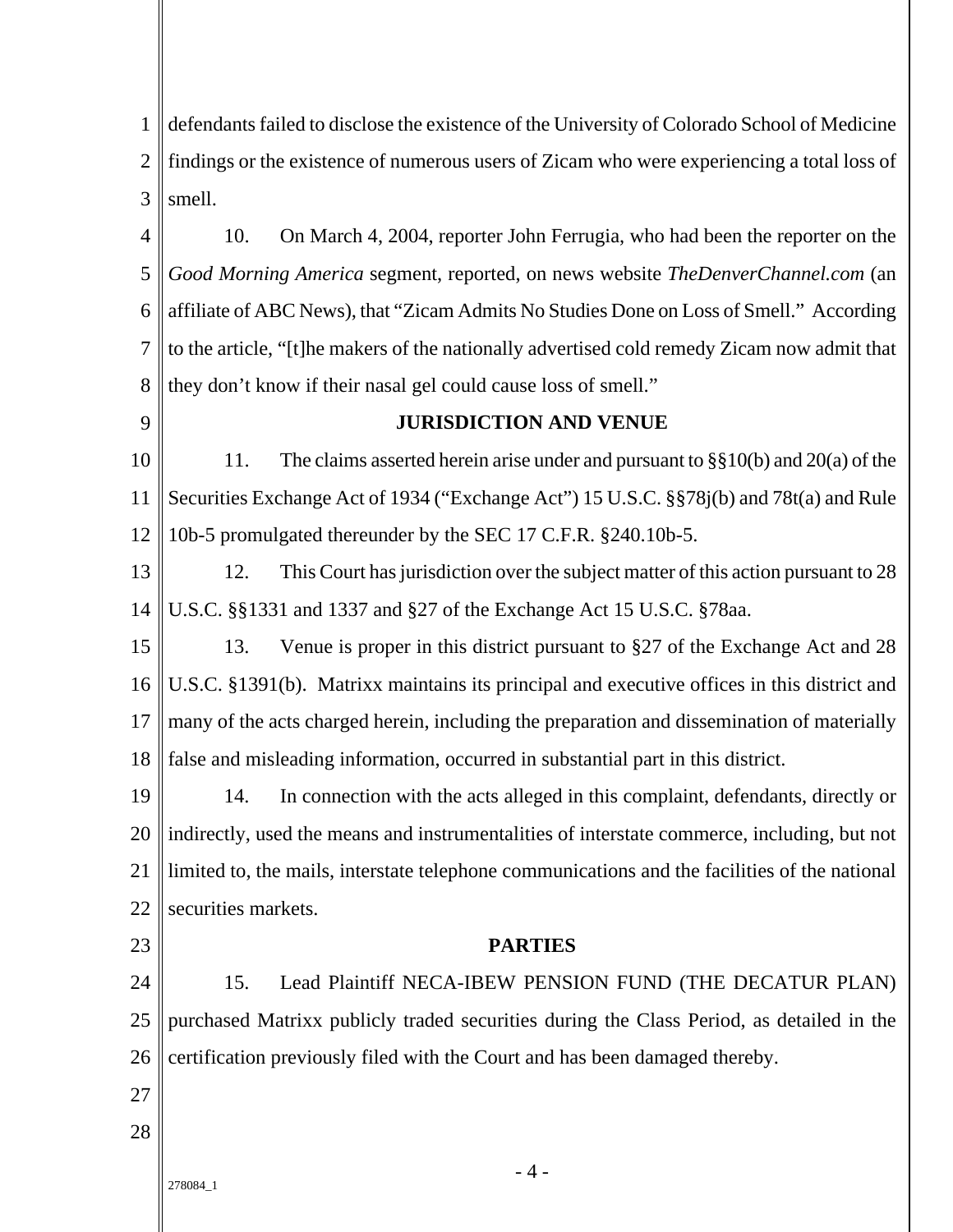defendants failed to disclose the existence of the University of Colorado School of Medicine findings or the existence of numerous users of Zicam who were experiencing a total loss of smell.

10. On March 4, 2004, reporter John Ferrugia, who had been the reporter on the *Good Morning America* segment, reported, on news website *TheDenverChannel.com* (an affiliate of ABC News), that "Zicam Admits No Studies Done on Loss of Smell." According to the article, "[t]he makers of the nationally advertised cold remedy Zicam now admit that they don't know if their nasal gel could cause loss of smell."

**JURISDICTION AND VENUE**

11. The claims asserted herein arise under and pursuant to §§10(b) and 20(a) of the Securities Exchange Act of 1934 ("Exchange Act") 15 U.S.C. §§78j(b) and 78t(a) and Rule 10b-5 promulgated thereunder by the SEC 17 C.F.R. §240.10b-5.

12. This Court has jurisdiction over the subject matter of this action pursuant to 28 U.S.C. §§1331 and 1337 and §27 of the Exchange Act 15 U.S.C. §78aa.

13. Venue is proper in this district pursuant to §27 of the Exchange Act and 28 U.S.C. §1391(b). Matrixx maintains its principal and executive offices in this district and many of the acts charged herein, including the preparation and dissemination of materially false and misleading information, occurred in substantial part in this district.

14. In connection with the acts alleged in this complaint, defendants, directly or indirectly, used the means and instrumentalities of interstate commerce, including, but not limited to, the mails, interstate telephone communications and the facilities of the national securities markets.

**PARTIES**

15. Lead Plaintiff NECA-IBEW PENSION FUND (THE DECATUR PLAN) purchased Matrixx publicly traded securities during the Class Period, as detailed in the certification previously filed with the Court and has been damaged thereby.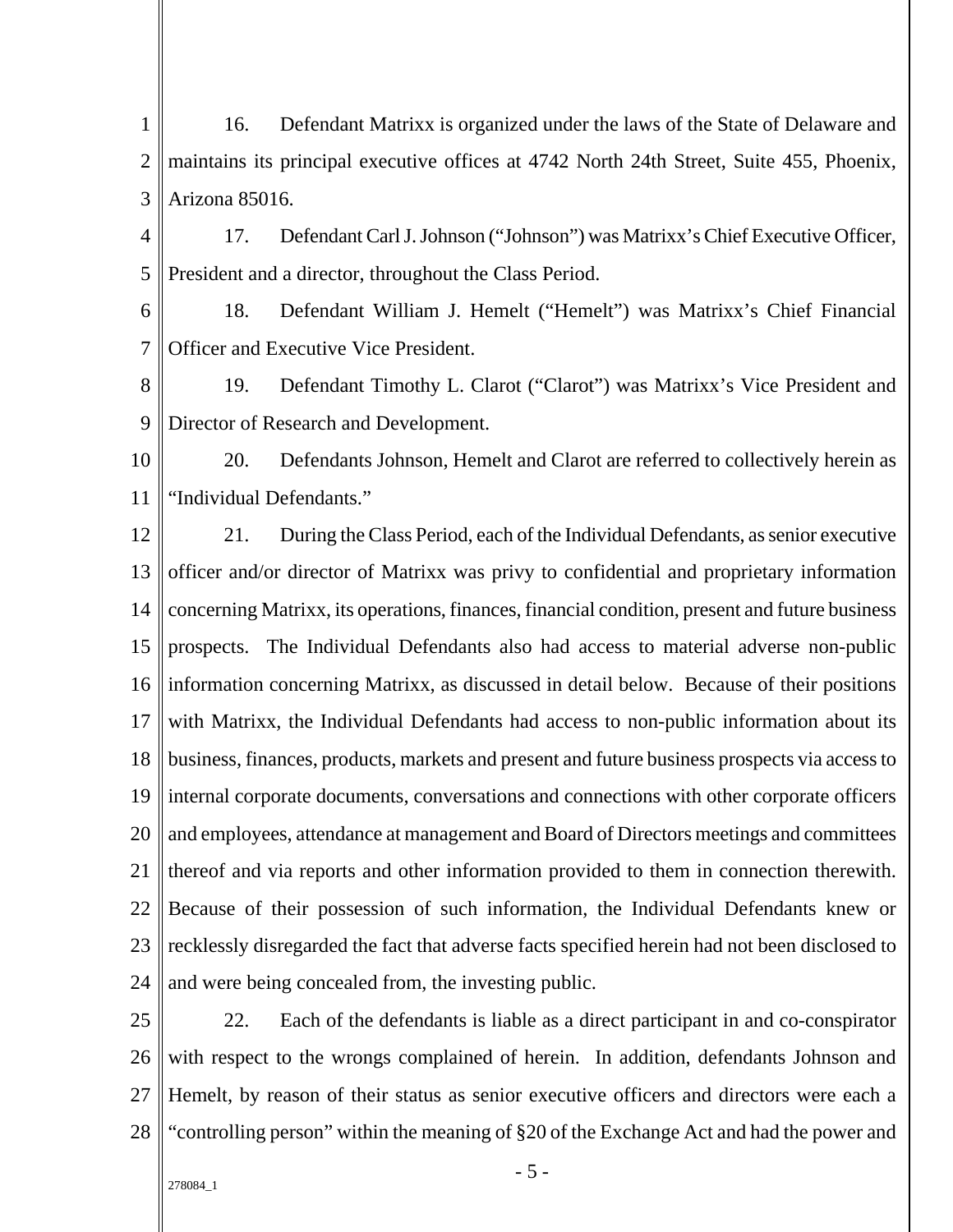16. Defendant Matrixx is organized under the laws of the State of Delaware and maintains its principal executive offices at 4742 North 24th Street, Suite 455, Phoenix, Arizona 85016.

17. Defendant Carl J. Johnson ("Johnson") was Matrixx's Chief Executive Officer, President and a director, throughout the Class Period.

18. Defendant William J. Hemelt ("Hemelt") was Matrixx's Chief Financial Officer and Executive Vice President.

19. Defendant Timothy L. Clarot ("Clarot") was Matrixx's Vice President and Director of Research and Development.

20. Defendants Johnson, Hemelt and Clarot are referred to collectively herein as "Individual Defendants."

21. During the Class Period, each of the Individual Defendants, as senior executive officer and/or director of Matrixx was privy to confidential and proprietary information concerning Matrixx, its operations, finances, financial condition, present and future business prospects. The Individual Defendants also had access to material adverse non-public information concerning Matrixx, as discussed in detail below. Because of their positions with Matrixx, the Individual Defendants had access to non-public information about its business, finances, products, markets and present and future business prospects via access to internal corporate documents, conversations and connections with other corporate officers and employees, attendance at management and Board of Directors meetings and committees thereof and via reports and other information provided to them in connection therewith. Because of their possession of such information, the Individual Defendants knew or recklessly disregarded the fact that adverse facts specified herein had not been disclosed to and were being concealed from, the investing public.

22. Each of the defendants is liable as a direct participant in and co-conspirator with respect to the wrongs complained of herein. In addition, defendants Johnson and Hemelt, by reason of their status as senior executive officers and directors were each a "controlling person" within the meaning of §20 of the Exchange Act and had the power and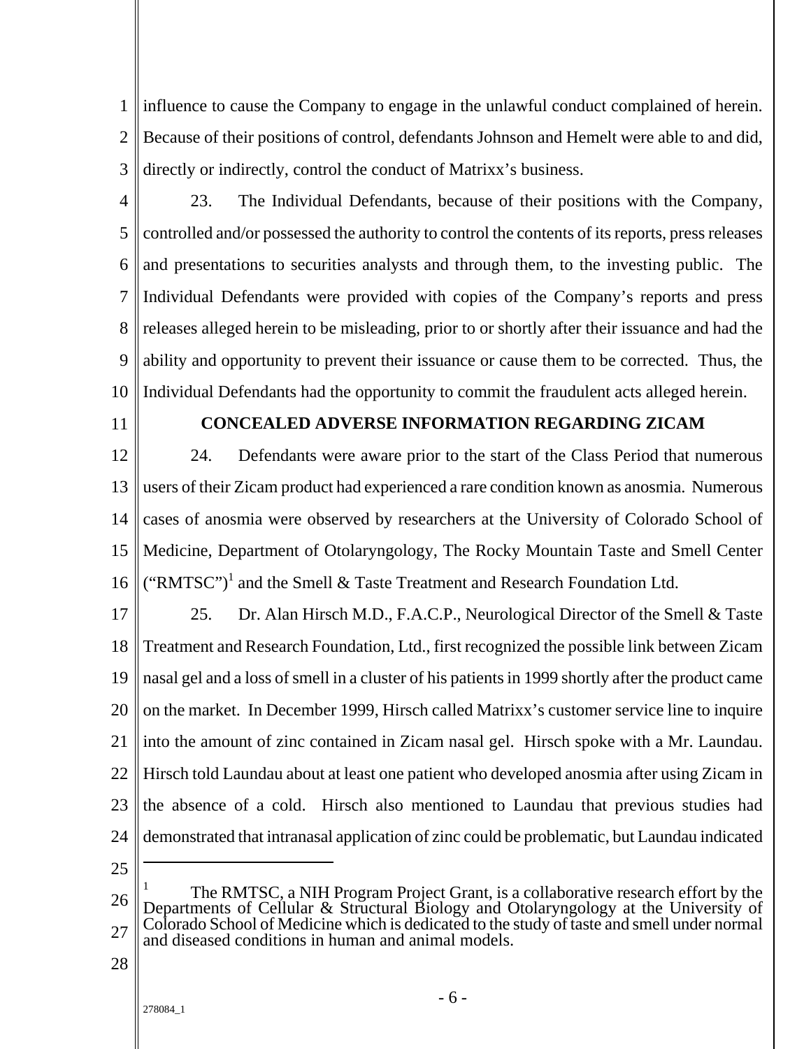influence to cause the Company to engage in the unlawful conduct complained of herein. Because of their positions of control, defendants Johnson and Hemelt were able to and did, directly or indirectly, control the conduct of Matrixx's business.

23. The Individual Defendants, because of their positions with the Company, controlled and/or possessed the authority to control the contents of its reports, press releases and presentations to securities analysts and through them, to the investing public. The Individual Defendants were provided with copies of the Company's reports and press releases alleged herein to be misleading, prior to or shortly after their issuance and had the ability and opportunity to prevent their issuance or cause them to be corrected. Thus, the Individual Defendants had the opportunity to commit the fraudulent acts alleged herein.

## CONCEALED ADVERSE INFORMATION REGARDING ZICAM

24. Defendants were aware prior to the start of the Class Period that numerous users of their Zicam product had experienced a rare condition known as anosmia. Numerous cases of anosmia were observed by researchers at the University of Colorado School of Medicine, Department of Otolaryngology, The Rocky Mountain Taste and Smell Center ("RMTSC")[1] and the Smell & Taste Treatment and Research Foundation Ltd.

25. Dr. Alan Hirsch M.D., F.A.C.P., Neurological Director of the Smell & Taste Treatment and Research Foundation, Ltd., first recognized the possible link between Zicam nasal gel and a loss of smell in a cluster of his patients in 1999 shortly after the product came on the market. In December 1999, Hirsch called Matrixx's customer service line to inquire into the amount of zinc contained in Zicam nasal gel. Hirsch spoke with a Mr. Laundau. Hirsch told Laundau about at least one patient who developed anosmia after using Zicam in the absence of a cold. Hirsch also mentioned to Laundau that previous studies had demonstrated that intranasal application of zinc could be problematic, but Laundau indicated

---

[1] The RMTSC, a NIH Program Project Grant, is a collaborative research effort by the Departments of Cellular & Structural Biology and Otolaryngology at the University of Colorado School of Medicine which is dedicated to the study of taste and smell under normal and diseased conditions in human and animal models.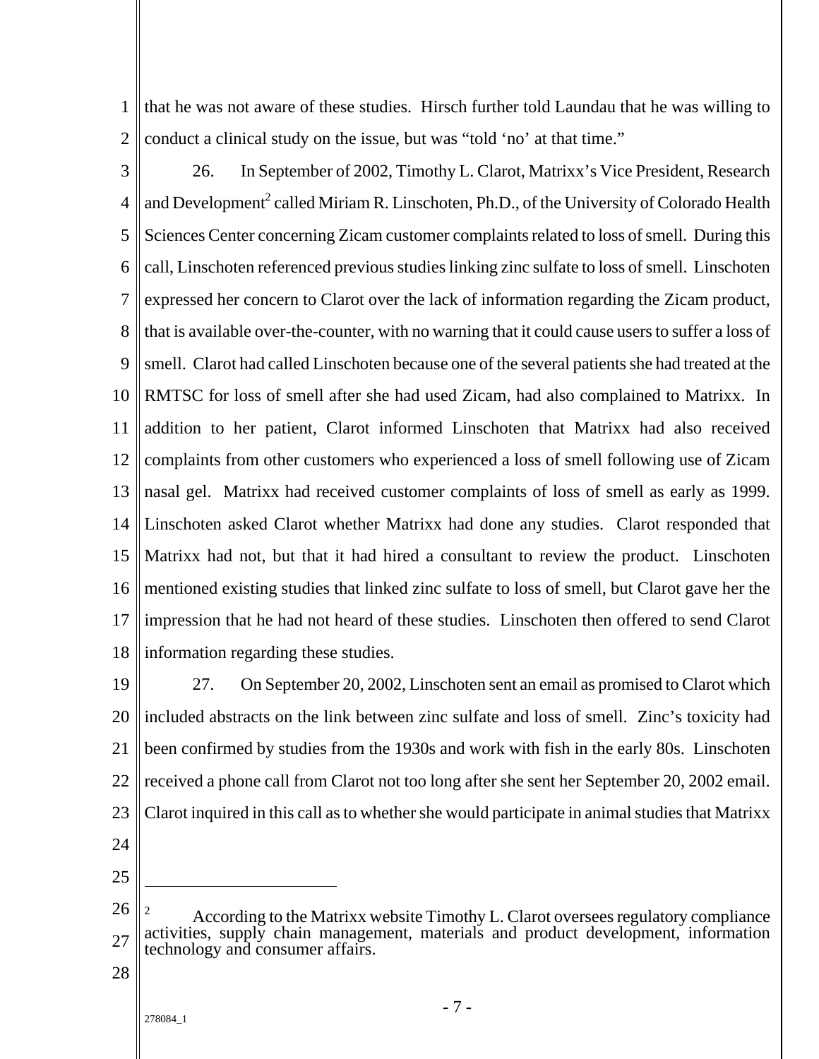that he was not aware of these studies. Hirsch further told Laundau that he was willing to conduct a clinical study on the issue, but was "told 'no' at that time."

26. In September of 2002, Timothy L. Clarot, Matrixx's Vice President, Research and Development[2] called Miriam R. Linschoten, Ph.D., of the University of Colorado Health Sciences Center concerning Zicam customer complaints related to loss of smell. During this call, Linschoten referenced previous studies linking zinc sulfate to loss of smell. Linschoten expressed her concern to Clarot over the lack of information regarding the Zicam product, that is available over-the-counter, with no warning that it could cause users to suffer a loss of smell. Clarot had called Linschoten because one of the several patients she had treated at the RMTSC for loss of smell after she had used Zicam, had also complained to Matrixx. In addition to her patient, Clarot informed Linschoten that Matrixx had also received complaints from other customers who experienced a loss of smell following use of Zicam nasal gel. Matrixx had received customer complaints of loss of smell as early as 1999. Linschoten asked Clarot whether Matrixx had done any studies. Clarot responded that Matrixx had not, but that it had hired a consultant to review the product. Linschoten mentioned existing studies that linked zinc sulfate to loss of smell, but Clarot gave her the impression that he had not heard of these studies. Linschoten then offered to send Clarot information regarding these studies.

27. On September 20, 2002, Linschoten sent an email as promised to Clarot which included abstracts on the link between zinc sulfate and loss of smell. Zinc's toxicity had been confirmed by studies from the 1930s and work with fish in the early 80s. Linschoten received a phone call from Clarot not too long after she sent her September 20, 2002 email. Clarot inquired in this call as to whether she would participate in animal studies that Matrixx

---

[2] According to the Matrixx website Timothy L. Clarot oversees regulatory compliance activities, supply chain management, materials and product development, information technology and consumer affairs.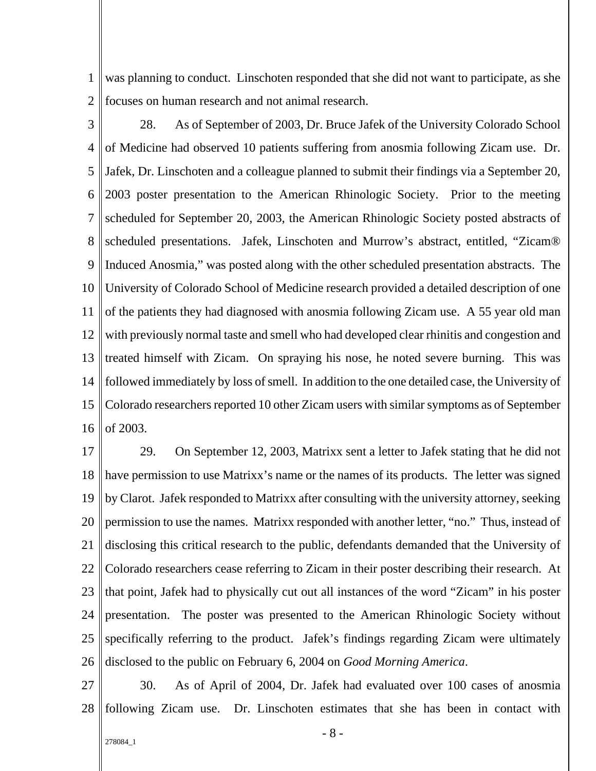was planning to conduct. Linschoten responded that she did not want to participate, as she focuses on human research and not animal research.

28. As of September of 2003, Dr. Bruce Jafek of the University Colorado School of Medicine had observed 10 patients suffering from anosmia following Zicam use. Dr. Jafek, Dr. Linschoten and a colleague planned to submit their findings via a September 20, 2003 poster presentation to the American Rhinologic Society. Prior to the meeting scheduled for September 20, 2003, the American Rhinologic Society posted abstracts of scheduled presentations. Jafek, Linschoten and Murrow's abstract, entitled, "Zicam® Induced Anosmia," was posted along with the other scheduled presentation abstracts. The University of Colorado School of Medicine research provided a detailed description of one of the patients they had diagnosed with anosmia following Zicam use. A 55 year old man with previously normal taste and smell who had developed clear rhinitis and congestion and treated himself with Zicam. On spraying his nose, he noted severe burning. This was followed immediately by loss of smell. In addition to the one detailed case, the University of Colorado researchers reported 10 other Zicam users with similar symptoms as of September of 2003.

29. On September 12, 2003, Matrixx sent a letter to Jafek stating that he did not have permission to use Matrixx's name or the names of its products. The letter was signed by Clarot. Jafek responded to Matrixx after consulting with the university attorney, seeking permission to use the names. Matrixx responded with another letter, "no." Thus, instead of disclosing this critical research to the public, defendants demanded that the University of Colorado researchers cease referring to Zicam in their poster describing their research. At that point, Jafek had to physically cut out all instances of the word "Zicam" in his poster presentation. The poster was presented to the American Rhinologic Society without specifically referring to the product. Jafek's findings regarding Zicam were ultimately disclosed to the public on February 6, 2004 on *Good Morning America*.

30. As of April of 2004, Dr. Jafek had evaluated over 100 cases of anosmia following Zicam use. Dr. Linschoten estimates that she has been in contact with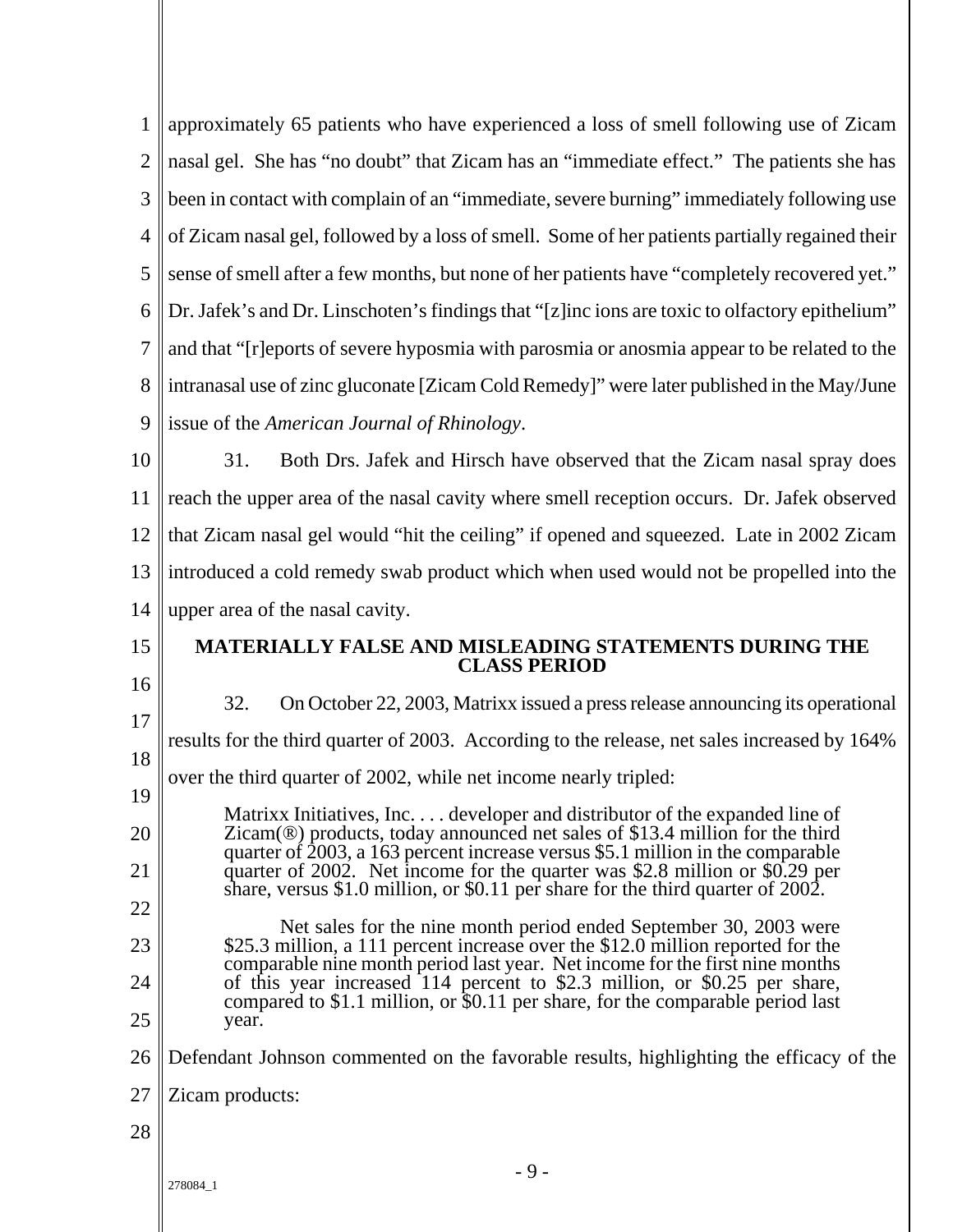approximately 65 patients who have experienced a loss of smell following use of Zicam nasal gel. She has "no doubt" that Zicam has an "immediate effect." The patients she has been in contact with complain of an "immediate, severe burning" immediately following use of Zicam nasal gel, followed by a loss of smell. Some of her patients partially regained their sense of smell after a few months, but none of her patients have "completely recovered yet." Dr. Jafek's and Dr. Linschoten's findings that "[z]inc ions are toxic to olfactory epithelium" and that "[r]eports of severe hyposmia with parosmia or anosmia appear to be related to the intranasal use of zinc gluconate [Zicam Cold Remedy]" were later published in the May/June issue of the *American Journal of Rhinology*.

31. Both Drs. Jafek and Hirsch have observed that the Zicam nasal spray does reach the upper area of the nasal cavity where smell reception occurs. Dr. Jafek observed that Zicam nasal gel would "hit the ceiling" if opened and squeezed. Late in 2002 Zicam introduced a cold remedy swab product which when used would not be propelled into the upper area of the nasal cavity.

## MATERIALLY FALSE AND MISLEADING STATEMENTS DURING THE CLASS PERIOD

32. On October 22, 2003, Matrixx issued a press release announcing its operational results for the third quarter of 2003. According to the release, net sales increased by 164% over the third quarter of 2002, while net income nearly tripled:

> Matrixx Initiatives, Inc. . . . developer and distributor of the expanded line of Zicam(®) products, today announced net sales of $13.4 million for the third quarter of 2003, a 163 percent increase versus $5.1 million in the comparable quarter of 2002. Net income for the quarter was $2.8 million or $0.29 per share, versus $1.0 million, or $0.11 per share for the third quarter of 2002.
>
> Net sales for the nine month period ended September 30, 2003 were $25.3 million, a 111 percent increase over the $12.0 million reported for the comparable nine month period last year. Net income for the first nine months of this year increased 114 percent to $2.3 million, or $0.25 per share, compared to $1.1 million, or $0.11 per share, for the comparable period last year.

Defendant Johnson commented on the favorable results, highlighting the efficacy of the Zicam products: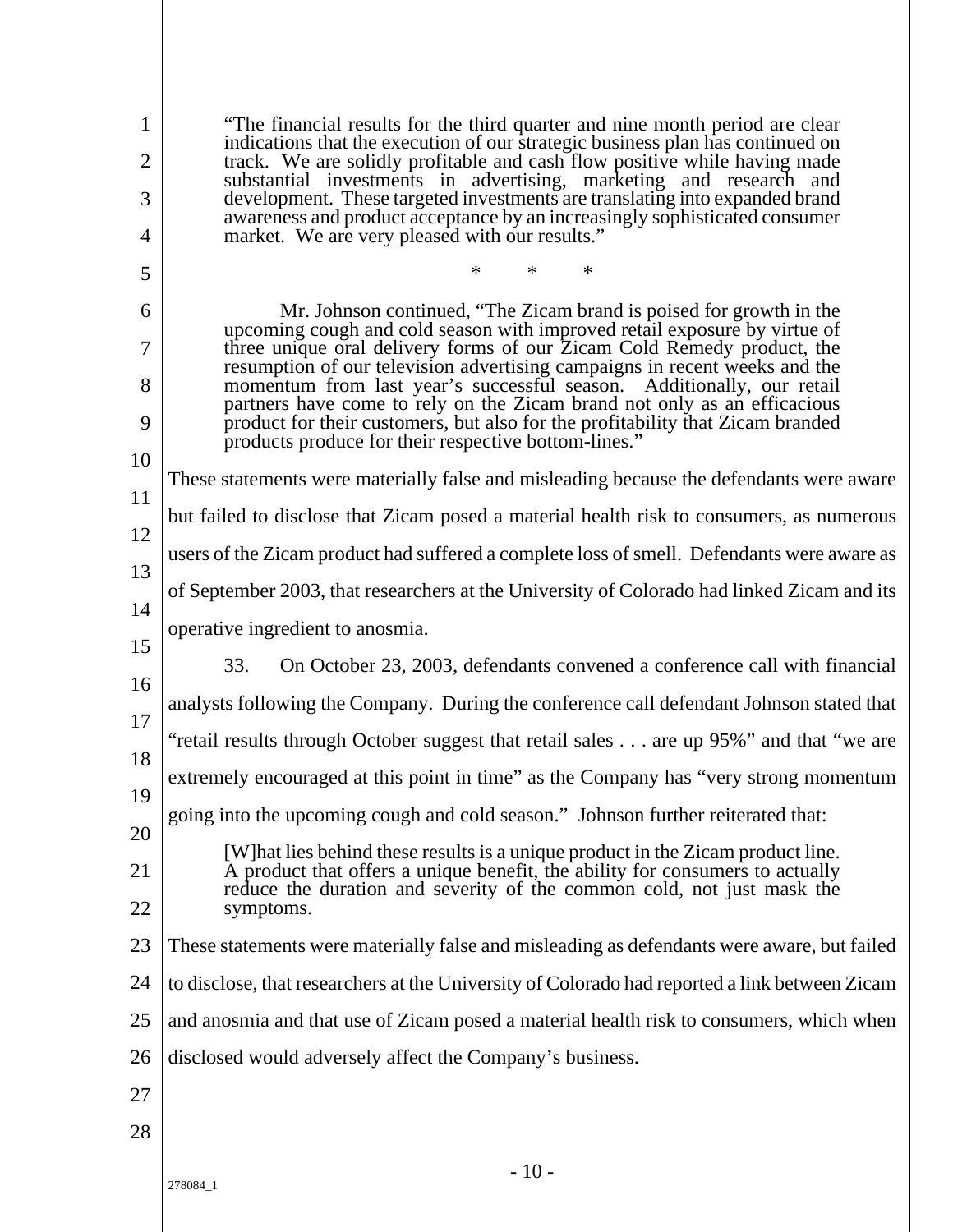> "The financial results for the third quarter and nine month period are clear indications that the execution of our strategic business plan has continued on track. We are solidly profitable and cash flow positive while having made substantial investments in advertising, marketing and research and development. These targeted investments are translating into expanded brand awareness and product acceptance by an increasingly sophisticated consumer market. We are very pleased with our results."
>
> \* \* \*
>
> Mr. Johnson continued, "The Zicam brand is poised for growth in the upcoming cough and cold season with improved retail exposure by virtue of three unique oral delivery forms of our Zicam Cold Remedy product, the resumption of our television advertising campaigns in recent weeks and the momentum from last year's successful season. Additionally, our retail partners have come to rely on the Zicam brand not only as an efficacious product for their customers, but also for the profitability that Zicam branded products produce for their respective bottom-lines."

These statements were materially false and misleading because the defendants were aware but failed to disclose that Zicam posed a material health risk to consumers, as numerous users of the Zicam product had suffered a complete loss of smell. Defendants were aware as of September 2003, that researchers at the University of Colorado had linked Zicam and its operative ingredient to anosmia.

33. On October 23, 2003, defendants convened a conference call with financial analysts following the Company. During the conference call defendant Johnson stated that "retail results through October suggest that retail sales . . . are up 95%" and that "we are extremely encouraged at this point in time" as the Company has "very strong momentum going into the upcoming cough and cold season." Johnson further reiterated that:

> [W]hat lies behind these results is a unique product in the Zicam product line. A product that offers a unique benefit, the ability for consumers to actually reduce the duration and severity of the common cold, not just mask the symptoms.

These statements were materially false and misleading as defendants were aware, but failed to disclose, that researchers at the University of Colorado had reported a link between Zicam and anosmia and that use of Zicam posed a material health risk to consumers, which when disclosed would adversely affect the Company's business.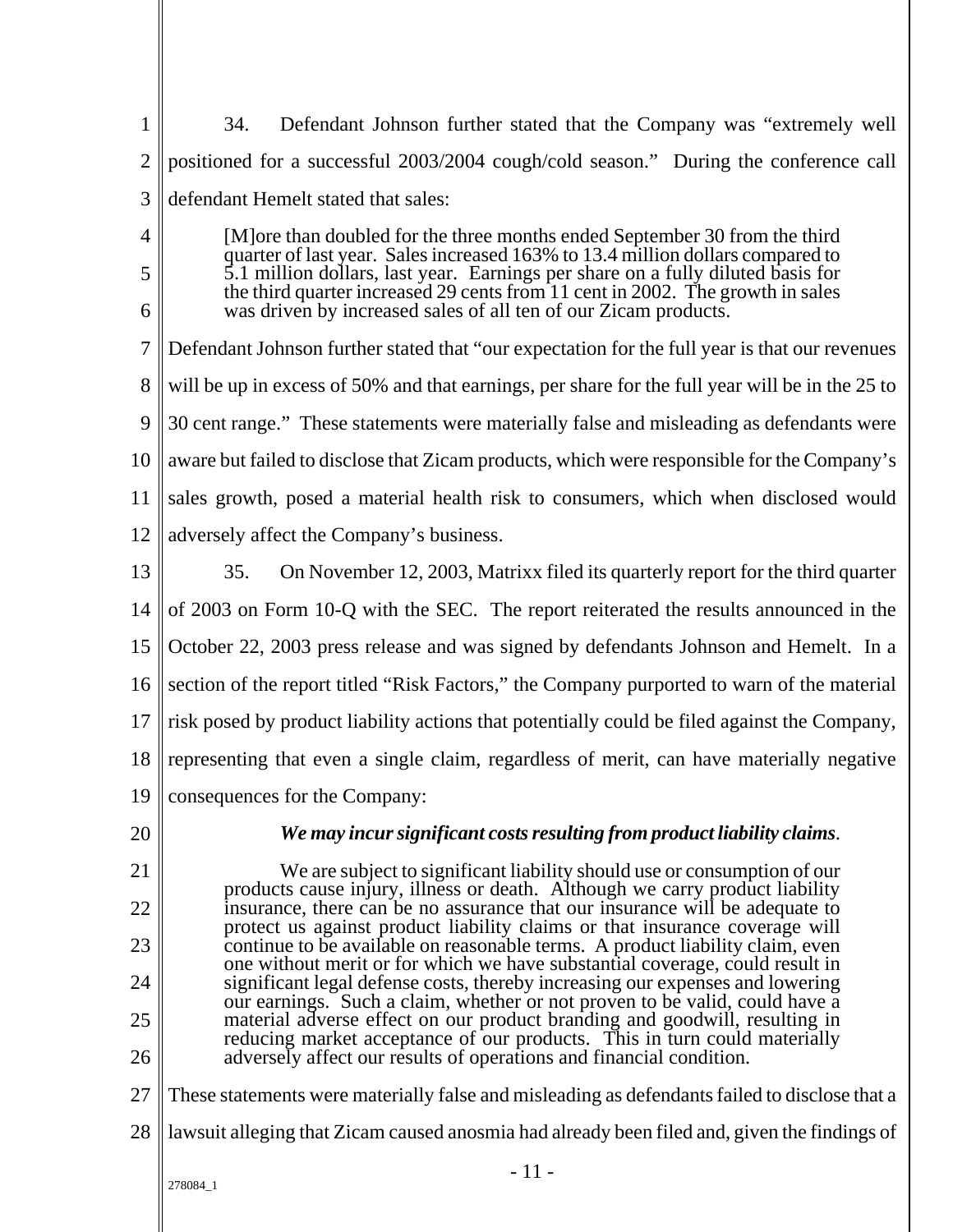34. Defendant Johnson further stated that the Company was "extremely well positioned for a successful 2003/2004 cough/cold season." During the conference call defendant Hemelt stated that sales:

> [M]ore than doubled for the three months ended September 30 from the third quarter of last year. Sales increased 163% to 13.4 million dollars compared to 5.1 million dollars, last year. Earnings per share on a fully diluted basis for the third quarter increased 29 cents from 11 cent in 2002. The growth in sales was driven by increased sales of all ten of our Zicam products.

Defendant Johnson further stated that "our expectation for the full year is that our revenues will be up in excess of 50% and that earnings, per share for the full year will be in the 25 to 30 cent range." These statements were materially false and misleading as defendants were aware but failed to disclose that Zicam products, which were responsible for the Company's sales growth, posed a material health risk to consumers, which when disclosed would adversely affect the Company's business.

35. On November 12, 2003, Matrixx filed its quarterly report for the third quarter of 2003 on Form 10-Q with the SEC. The report reiterated the results announced in the October 22, 2003 press release and was signed by defendants Johnson and Hemelt. In a section of the report titled "Risk Factors," the Company purported to warn of the material risk posed by product liability actions that potentially could be filed against the Company, representing that even a single claim, regardless of merit, can have materially negative consequences for the Company:

> ***We may incur significant costs resulting from product liability claims***.
>
> We are subject to significant liability should use or consumption of our products cause injury, illness or death. Although we carry product liability insurance, there can be no assurance that our insurance will be adequate to protect us against product liability claims or that insurance coverage will continue to be available on reasonable terms. A product liability claim, even one without merit or for which we have substantial coverage, could result in significant legal defense costs, thereby increasing our expenses and lowering our earnings. Such a claim, whether or not proven to be valid, could have a material adverse effect on our product branding and goodwill, resulting in reducing market acceptance of our products. This in turn could materially adversely affect our results of operations and financial condition.

These statements were materially false and misleading as defendants failed to disclose that a lawsuit alleging that Zicam caused anosmia had already been filed and, given the findings of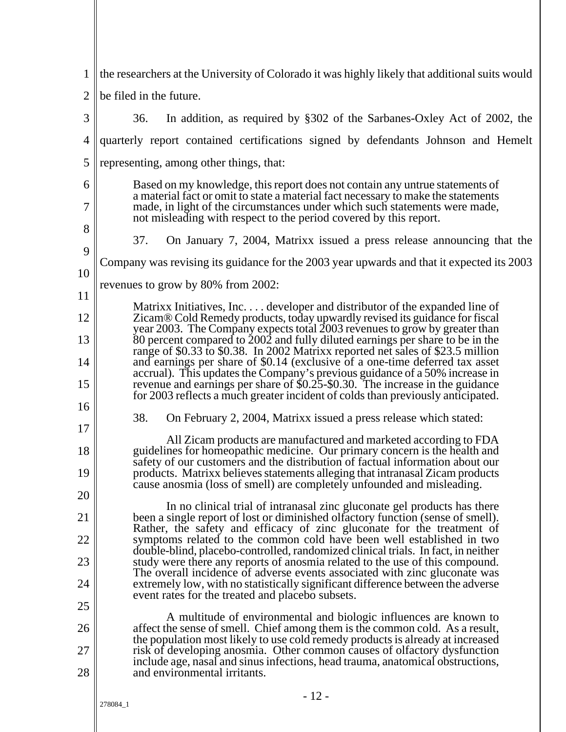the researchers at the University of Colorado it was highly likely that additional suits would be filed in the future.

36. In addition, as required by §302 of the Sarbanes-Oxley Act of 2002, the quarterly report contained certifications signed by defendants Johnson and Hemelt representing, among other things, that:

> Based on my knowledge, this report does not contain any untrue statements of a material fact or omit to state a material fact necessary to make the statements made, in light of the circumstances under which such statements were made, not misleading with respect to the period covered by this report.

37. On January 7, 2004, Matrixx issued a press release announcing that the Company was revising its guidance for the 2003 year upwards and that it expected its 2003 revenues to grow by 80% from 2002:

> Matrixx Initiatives, Inc. . . . developer and distributor of the expanded line of Zicam® Cold Remedy products, today upwardly revised its guidance for fiscal year 2003. The Company expects total 2003 revenues to grow by greater than 80 percent compared to 2002 and fully diluted earnings per share to be in the range of $0.33 to $0.38. In 2002 Matrixx reported net sales of $23.5 million and earnings per share of $0.14 (exclusive of a one-time deferred tax asset accrual). This updates the Company's previous guidance of a 50% increase in revenue and earnings per share of $0.25-$0.30. The increase in the guidance for 2003 reflects a much greater incident of colds than previously anticipated.

38. On February 2, 2004, Matrixx issued a press release which stated:

> All Zicam products are manufactured and marketed according to FDA guidelines for homeopathic medicine. Our primary concern is the health and safety of our customers and the distribution of factual information about our products. Matrixx believes statements alleging that intranasal Zicam products cause anosmia (loss of smell) are completely unfounded and misleading.
>
> In no clinical trial of intranasal zinc gluconate gel products has there been a single report of lost or diminished olfactory function (sense of smell). Rather, the safety and efficacy of zinc gluconate for the treatment of symptoms related to the common cold have been well established in two double-blind, placebo-controlled, randomized clinical trials. In fact, in neither study were there any reports of anosmia related to the use of this compound. The overall incidence of adverse events associated with zinc gluconate was extremely low, with no statistically significant difference between the adverse event rates for the treated and placebo subsets.
>
> A multitude of environmental and biologic influences are known to affect the sense of smell. Chief among them is the common cold. As a result, the population most likely to use cold remedy products is already at increased risk of developing anosmia. Other common causes of olfactory dysfunction include age, nasal and sinus infections, head trauma, anatomical obstructions, and environmental irritants.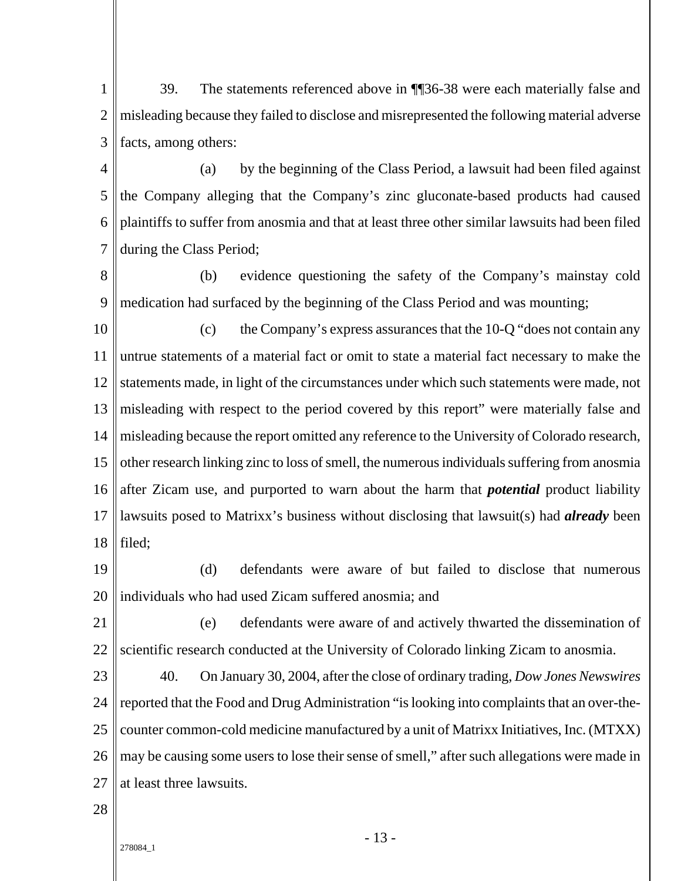39. The statements referenced above in ¶¶36-38 were each materially false and misleading because they failed to disclose and misrepresented the following material adverse facts, among others:

(a) by the beginning of the Class Period, a lawsuit had been filed against the Company alleging that the Company's zinc gluconate-based products had caused plaintiffs to suffer from anosmia and that at least three other similar lawsuits had been filed during the Class Period;

(b) evidence questioning the safety of the Company's mainstay cold medication had surfaced by the beginning of the Class Period and was mounting;

(c) the Company's express assurances that the 10-Q "does not contain any untrue statements of a material fact or omit to state a material fact necessary to make the statements made, in light of the circumstances under which such statements were made, not misleading with respect to the period covered by this report" were materially false and misleading because the report omitted any reference to the University of Colorado research, other research linking zinc to loss of smell, the numerous individuals suffering from anosmia after Zicam use, and purported to warn about the harm that ***potential*** product liability lawsuits posed to Matrixx's business without disclosing that lawsuit(s) had ***already*** been filed;

(d) defendants were aware of but failed to disclose that numerous individuals who had used Zicam suffered anosmia; and

(e) defendants were aware of and actively thwarted the dissemination of scientific research conducted at the University of Colorado linking Zicam to anosmia.

40. On January 30, 2004, after the close of ordinary trading, *Dow Jones Newswires* reported that the Food and Drug Administration "is looking into complaints that an over-the-counter common-cold medicine manufactured by a unit of Matrixx Initiatives, Inc. (MTXX) may be causing some users to lose their sense of smell," after such allegations were made in at least three lawsuits.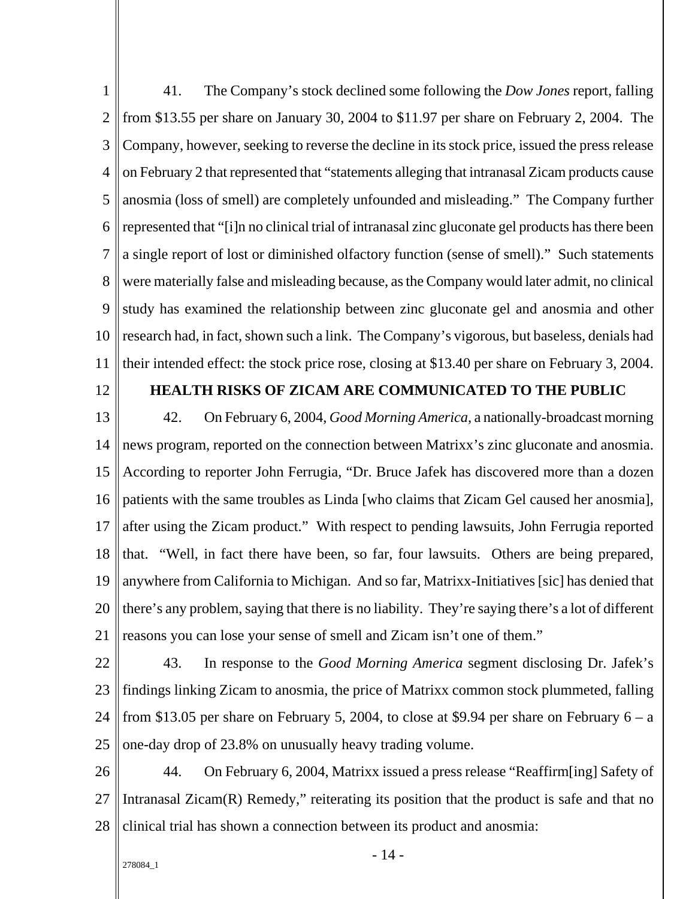41. The Company's stock declined some following the *Dow Jones* report, falling from $13.55 per share on January 30, 2004 to $11.97 per share on February 2, 2004. The Company, however, seeking to reverse the decline in its stock price, issued the press release on February 2 that represented that "statements alleging that intranasal Zicam products cause anosmia (loss of smell) are completely unfounded and misleading." The Company further represented that "[i]n no clinical trial of intranasal zinc gluconate gel products has there been a single report of lost or diminished olfactory function (sense of smell)." Such statements were materially false and misleading because, as the Company would later admit, no clinical study has examined the relationship between zinc gluconate gel and anosmia and other research had, in fact, shown such a link. The Company's vigorous, but baseless, denials had their intended effect: the stock price rose, closing at $13.40 per share on February 3, 2004.

## HEALTH RISKS OF ZICAM ARE COMMUNICATED TO THE PUBLIC

42. On February 6, 2004, *Good Morning America*, a nationally-broadcast morning news program, reported on the connection between Matrixx's zinc gluconate and anosmia. According to reporter John Ferrugia, "Dr. Bruce Jafek has discovered more than a dozen patients with the same troubles as Linda [who claims that Zicam Gel caused her anosmia], after using the Zicam product." With respect to pending lawsuits, John Ferrugia reported that. "Well, in fact there have been, so far, four lawsuits. Others are being prepared, anywhere from California to Michigan. And so far, Matrixx-Initiatives [sic] has denied that there's any problem, saying that there is no liability. They're saying there's a lot of different reasons you can lose your sense of smell and Zicam isn't one of them."

43. In response to the *Good Morning America* segment disclosing Dr. Jafek's findings linking Zicam to anosmia, the price of Matrixx common stock plummeted, falling from $13.05 per share on February 5, 2004, to close at $9.94 per share on February 6 – a one-day drop of 23.8% on unusually heavy trading volume.

44. On February 6, 2004, Matrixx issued a press release "Reaffirm[ing] Safety of Intranasal Zicam(R) Remedy," reiterating its position that the product is safe and that no clinical trial has shown a connection between its product and anosmia: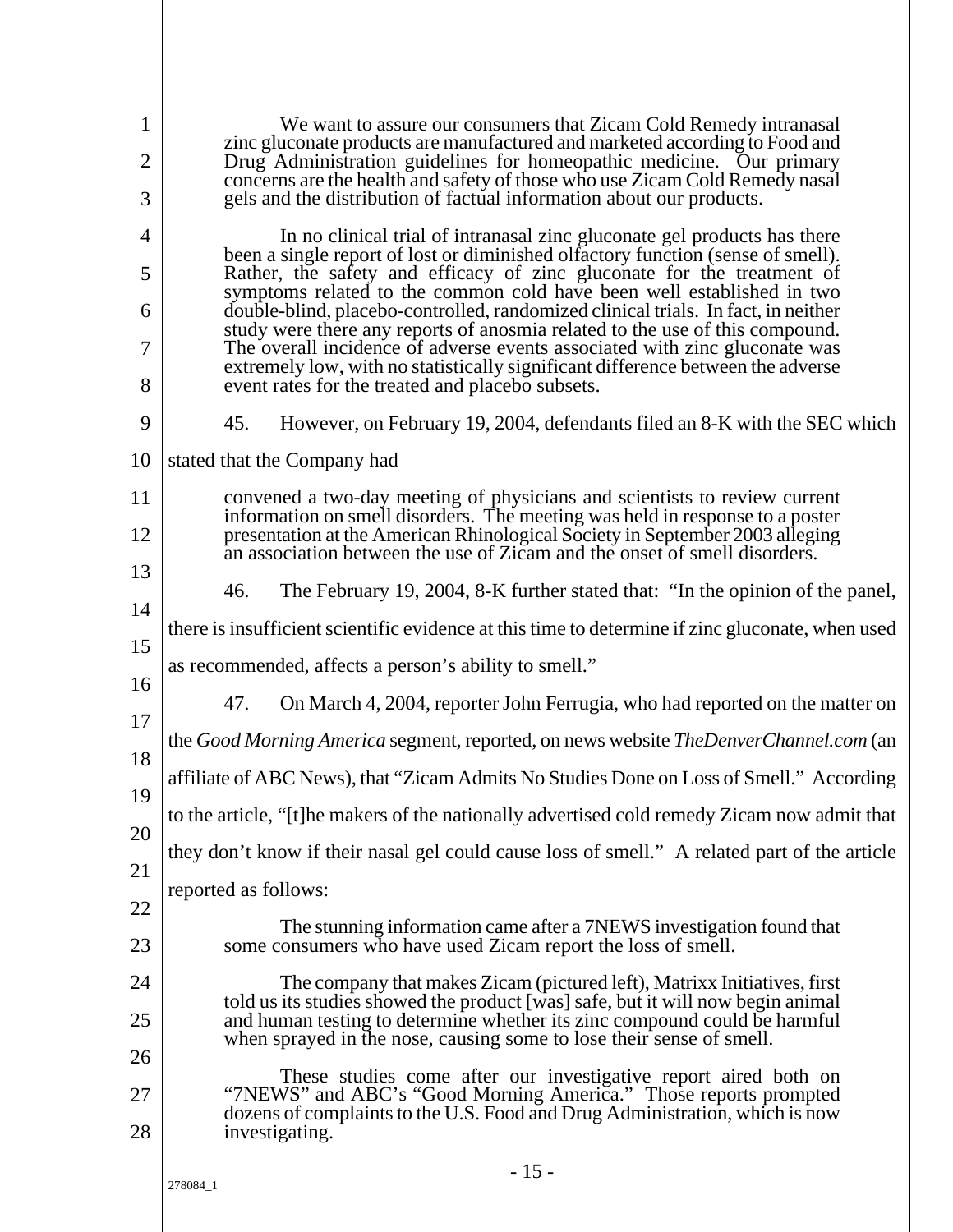> We want to assure our consumers that Zicam Cold Remedy intranasal zinc gluconate products are manufactured and marketed according to Food and Drug Administration guidelines for homeopathic medicine. Our primary concerns are the health and safety of those who use Zicam Cold Remedy nasal gels and the distribution of factual information about our products.
>
> In no clinical trial of intranasal zinc gluconate gel products has there been a single report of lost or diminished olfactory function (sense of smell). Rather, the safety and efficacy of zinc gluconate for the treatment of symptoms related to the common cold have been well established in two double-blind, placebo-controlled, randomized clinical trials. In fact, in neither study were there any reports of anosmia related to the use of this compound. The overall incidence of adverse events associated with zinc gluconate was extremely low, with no statistically significant difference between the adverse event rates for the treated and placebo subsets.

45. However, on February 19, 2004, defendants filed an 8-K with the SEC which stated that the Company had

> convened a two-day meeting of physicians and scientists to review current information on smell disorders. The meeting was held in response to a poster presentation at the American Rhinological Society in September 2003 alleging an association between the use of Zicam and the onset of smell disorders.

46. The February 19, 2004, 8-K further stated that: "In the opinion of the panel, there is insufficient scientific evidence at this time to determine if zinc gluconate, when used as recommended, affects a person's ability to smell."

47. On March 4, 2004, reporter John Ferrugia, who had reported on the matter on the *Good Morning America* segment, reported, on news website *TheDenverChannel.com* (an affiliate of ABC News), that "Zicam Admits No Studies Done on Loss of Smell." According to the article, "[t]he makers of the nationally advertised cold remedy Zicam now admit that they don't know if their nasal gel could cause loss of smell." A related part of the article reported as follows:

> The stunning information came after a 7NEWS investigation found that some consumers who have used Zicam report the loss of smell.
>
> The company that makes Zicam (pictured left), Matrixx Initiatives, first told us its studies showed the product [was] safe, but it will now begin animal and human testing to determine whether its zinc compound could be harmful when sprayed in the nose, causing some to lose their sense of smell.
>
> These studies come after our investigative report aired both on "7NEWS" and ABC's "Good Morning America." Those reports prompted dozens of complaints to the U.S. Food and Drug Administration, which is now investigating.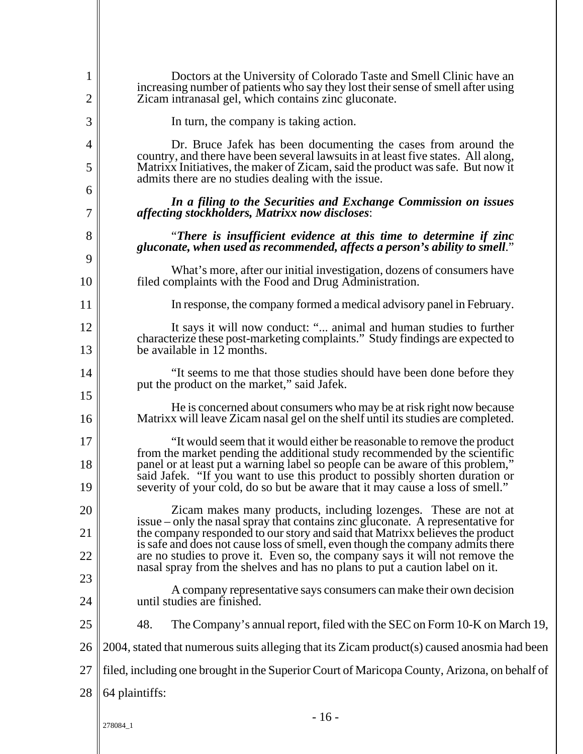Doctors at the University of Colorado Taste and Smell Clinic have an increasing number of patients who say they lost their sense of smell after using Zicam intranasal gel, which contains zinc gluconate.

In turn, the company is taking action.

Dr. Bruce Jafek has been documenting the cases from around the country, and there have been several lawsuits in at least five states. All along, Matrixx Initiatives, the maker of Zicam, said the product was safe. But now it admits there are no studies dealing with the issue.

***In a filing to the Securities and Exchange Commission on issues affecting stockholders, Matrixx now discloses***:

"***There is insufficient evidence at this time to determine if zinc gluconate, when used as recommended, affects a person's ability to smell***."

What's more, after our initial investigation, dozens of consumers have filed complaints with the Food and Drug Administration.

In response, the company formed a medical advisory panel in February.

It says it will now conduct: "... animal and human studies to further characterize these post-marketing complaints." Study findings are expected to be available in 12 months.

"It seems to me that those studies should have been done before they put the product on the market," said Jafek.

He is concerned about consumers who may be at risk right now because Matrixx will leave Zicam nasal gel on the shelf until its studies are completed.

"It would seem that it would either be reasonable to remove the product from the market pending the additional study recommended by the scientific panel or at least put a warning label so people can be aware of this problem," said Jafek. "If you want to use this product to possibly shorten duration or severity of your cold, do so but be aware that it may cause a loss of smell."

Zicam makes many products, including lozenges. These are not at issue – only the nasal spray that contains zinc gluconate. A representative for the company responded to our story and said that Matrixx believes the product is safe and does not cause loss of smell, even though the company admits there are no studies to prove it. Even so, the company says it will not remove the nasal spray from the shelves and has no plans to put a caution label on it.

A company representative says consumers can make their own decision until studies are finished.

48. The Company's annual report, filed with the SEC on Form 10-K on March 19, 2004, stated that numerous suits alleging that its Zicam product(s) caused anosmia had been filed, including one brought in the Superior Court of Maricopa County, Arizona, on behalf of 64 plaintiffs: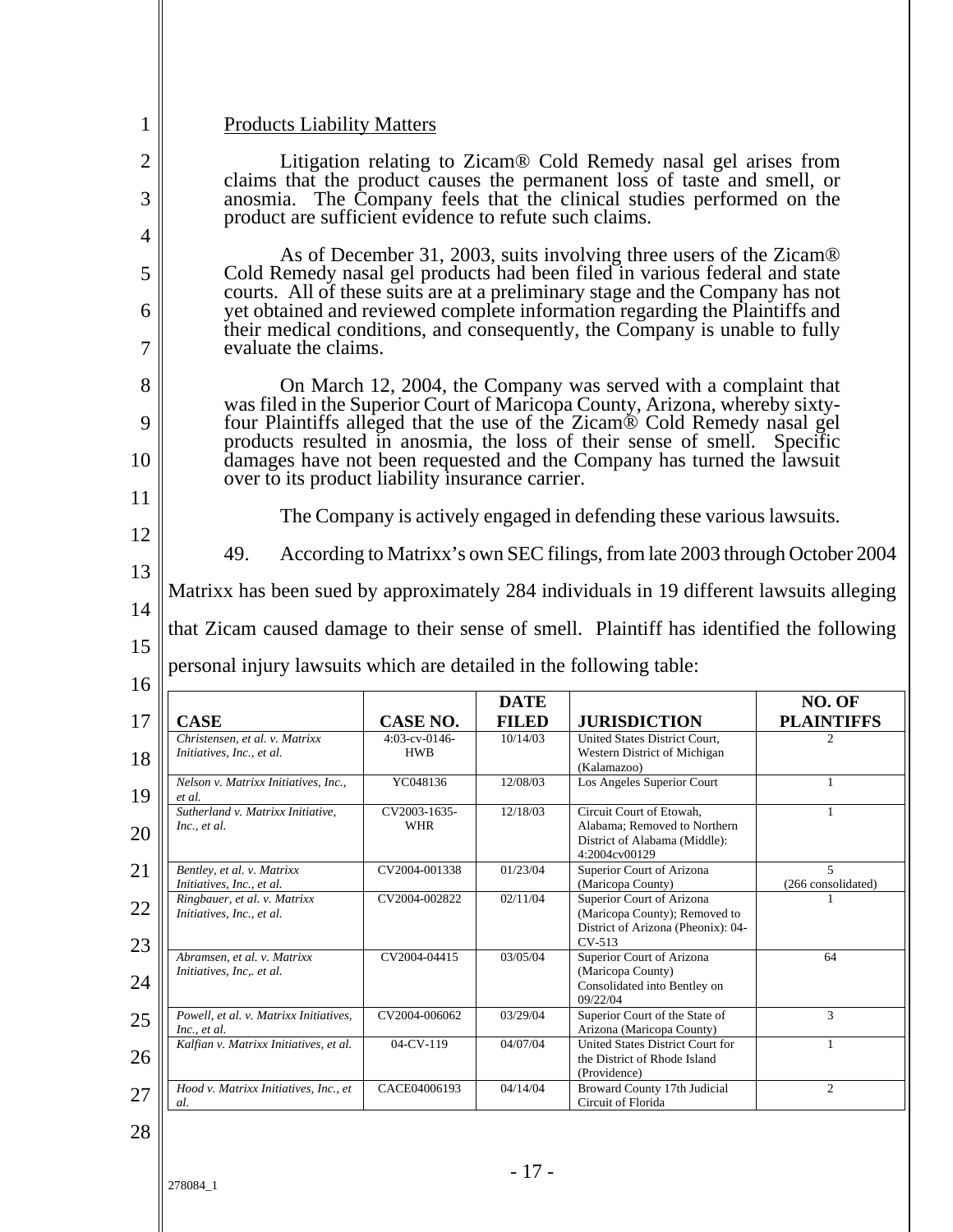Products Liability Matters

Litigation relating to Zicam® Cold Remedy nasal gel arises from claims that the product causes the permanent loss of taste and smell, or anosmia. The Company feels that the clinical studies performed on the product are sufficient evidence to refute such claims.

As of December 31, 2003, suits involving three users of the Zicam® Cold Remedy nasal gel products had been filed in various federal and state courts. All of these suits are at a preliminary stage and the Company has not yet obtained and reviewed complete information regarding the Plaintiffs and their medical conditions, and consequently, the Company is unable to fully evaluate the claims.

On March 12, 2004, the Company was served with a complaint that was filed in the Superior Court of Maricopa County, Arizona, whereby sixty-four Plaintiffs alleged that the use of the Zicam® Cold Remedy nasal gel products resulted in anosmia, the loss of their sense of smell. Specific damages have not been requested and the Company has turned the lawsuit over to its product liability insurance carrier.

The Company is actively engaged in defending these various lawsuits.

49. According to Matrixx's own SEC filings, from late 2003 through October 2004 Matrixx has been sued by approximately 284 individuals in 19 different lawsuits alleging that Zicam caused damage to their sense of smell. Plaintiff has identified the following personal injury lawsuits which are detailed in the following table:

| CASE | CASE NO. | DATE FILED | JURISDICTION | NO. OF PLAINTIFFS |
|---|---|---|---|---|
| *Christensen, et al. v. Matrixx Initiatives, Inc., et al.* | 4:03-cv-0146-HWB | 10/14/03 | United States District Court, Western District of Michigan (Kalamazoo) | 2 |
| *Nelson v. Matrixx Initiatives, Inc., et al.* | YC048136 | 12/08/03 | Los Angeles Superior Court | 1 |
| *Sutherland v. Matrixx Initiative, Inc., et al.* | CV2003-1635-WHR | 12/18/03 | Circuit Court of Etowah, Alabama; Removed to Northern District of Alabama (Middle): 4:2004cv00129 | 1 |
| *Bentley, et al. v. Matrixx Initiatives, Inc., et al.* | CV2004-001338 | 01/23/04 | Superior Court of Arizona (Maricopa County) | 5 (266 consolidated) |
| *Ringbauer, et al. v. Matrixx Initiatives, Inc., et al.* | CV2004-002822 | 02/11/04 | Superior Court of Arizona (Maricopa County); Removed to District of Arizona (Pheonix): 04-CV-513 | 1 |
| *Abramsen, et al. v. Matrixx Initiatives, Inc,. et al.* | CV2004-04415 | 03/05/04 | Superior Court of Arizona (Maricopa County) Consolidated into Bentley on 09/22/04 | 64 |
| *Powell, et al. v. Matrixx Initiatives, Inc., et al.* | CV2004-006062 | 03/29/04 | Superior Court of the State of Arizona (Maricopa County) | 3 |
| *Kalfian v. Matrixx Initiatives, et al.* | 04-CV-119 | 04/07/04 | United States District Court for the District of Rhode Island (Providence) | 1 |
| *Hood v. Matrixx Initiatives, Inc., et al.* | CACE04006193 | 04/14/04 | Broward County 17th Judicial Circuit of Florida | 2 |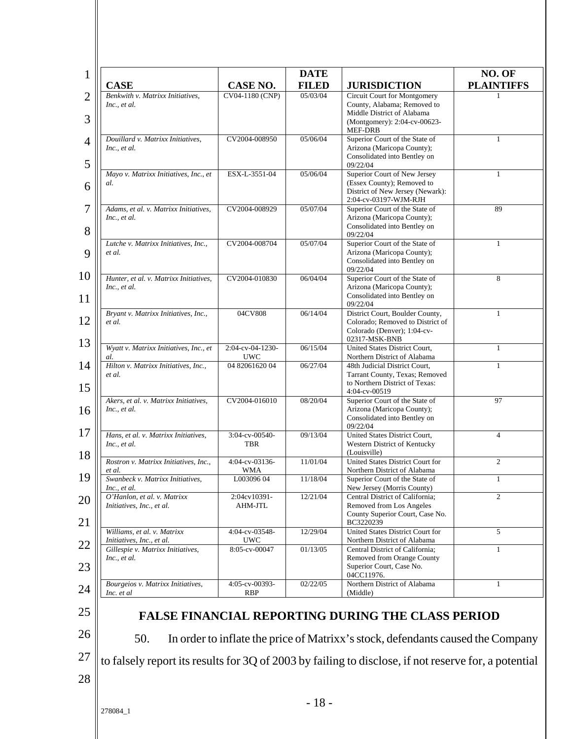| CASE | CASE NO. | DATE FILED | JURISDICTION | NO. OF PLAINTIFFS |
|---|---|---|---|---|
| *Benkwith v. Matrixx Initiatives, Inc., et al.* | CV04-1180 (CNP) | 05/03/04 | Circuit Court for Montgomery County, Alabama; Removed to Middle District of Alabama (Montgomery): 2:04-cv-00623-MEF-DRB | 1 |
| *Douillard v. Matrixx Initiatives, Inc., et al.* | CV2004-008950 | 05/06/04 | Superior Court of the State of Arizona (Maricopa County); Consolidated into Bentley on 09/22/04 | 1 |
| *Mayo v. Matrixx Initiatives, Inc., et al.* | ESX-L-3551-04 | 05/06/04 | Superior Court of New Jersey (Essex County); Removed to District of New Jersey (Newark): 2:04-cv-03197-WJM-RJH | 1 |
| *Adams, et al. v. Matrixx Initiatives, Inc., et al.* | CV2004-008929 | 05/07/04 | Superior Court of the State of Arizona (Maricopa County); Consolidated into Bentley on 09/22/04 | 89 |
| *Lutche v. Matrixx Initiatives, Inc., et al.* | CV2004-008704 | 05/07/04 | Superior Court of the State of Arizona (Maricopa County); Consolidated into Bentley on 09/22/04 | 1 |
| *Hunter, et al. v. Matrixx Initiatives, Inc., et al.* | CV2004-010830 | 06/04/04 | Superior Court of the State of Arizona (Maricopa County); Consolidated into Bentley on 09/22/04 | 8 |
| *Bryant v. Matrixx Initiatives, Inc., et al.* | 04CV808 | 06/14/04 | District Court, Boulder County, Colorado; Removed to District of Colorado (Denver); 1:04-cv-02317-MSK-BNB | 1 |
| *Wyatt v. Matrixx Initiatives, Inc., et al.* | 2:04-cv-04-1230-UWC | 06/15/04 | United States District Court, Northern District of Alabama | 1 |
| *Hilton v. Matrixx Initiatives, Inc., et al.* | 04 82061620 04 | 06/27/04 | 48th Judicial District Court, Tarrant County, Texas; Removed to Northern District of Texas: 4:04-cv-00519 | 1 |
| *Akers, et al. v. Matrixx Initiatives, Inc., et al.* | CV2004-016010 | 08/20/04 | Superior Court of the State of Arizona (Maricopa County); Consolidated into Bentley on 09/22/04 | 97 |
| *Hans, et al. v. Matrixx Initiatives, Inc., et al.* | 3:04-cv-00540-TBR | 09/13/04 | United States District Court, Western District of Kentucky (Louisville) | 4 |
| *Rostron v. Matrixx Initiatives, Inc., et al.* | 4:04-cv-03136-WMA | 11/01/04 | United States District Court for Northern District of Alabama | 2 |
| *Swanbeck v. Matrixx Initiatives, Inc., et al.* | L003096 04 | 11/18/04 | Superior Court of the State of New Jersey (Morris County) | 1 |
| *O'Hanlon, et al. v. Matrixx Initiatives, Inc., et al.* | 2:04cv10391-AHM-JTL | 12/21/04 | Central District of California; Removed from Los Angeles County Superior Court, Case No. BC3220239 | 2 |
| *Williams, et al. v. Matrixx Initiatives, Inc., et al.* | 4:04-cv-03548-UWC | 12/29/04 | United States District Court for Northern District of Alabama | 5 |
| *Gillespie v. Matrixx Initiatives, Inc., et al.* | 8:05-cv-00047 | 01/13/05 | Central District of California; Removed from Orange County Superior Court, Case No. 04CC11976. | 1 |
| *Bourgeios v. Matrixx Initiatives, Inc. et al* | 4:05-cv-00393-RBP | 02/22/05 | Northern District of Alabama (Middle) | 1 |

## FALSE FINANCIAL REPORTING DURING THE CLASS PERIOD

50. In order to inflate the price of Matrixx's stock, defendants caused the Company to falsely report its results for 3Q of 2003 by failing to disclose, if not reserve for, a potential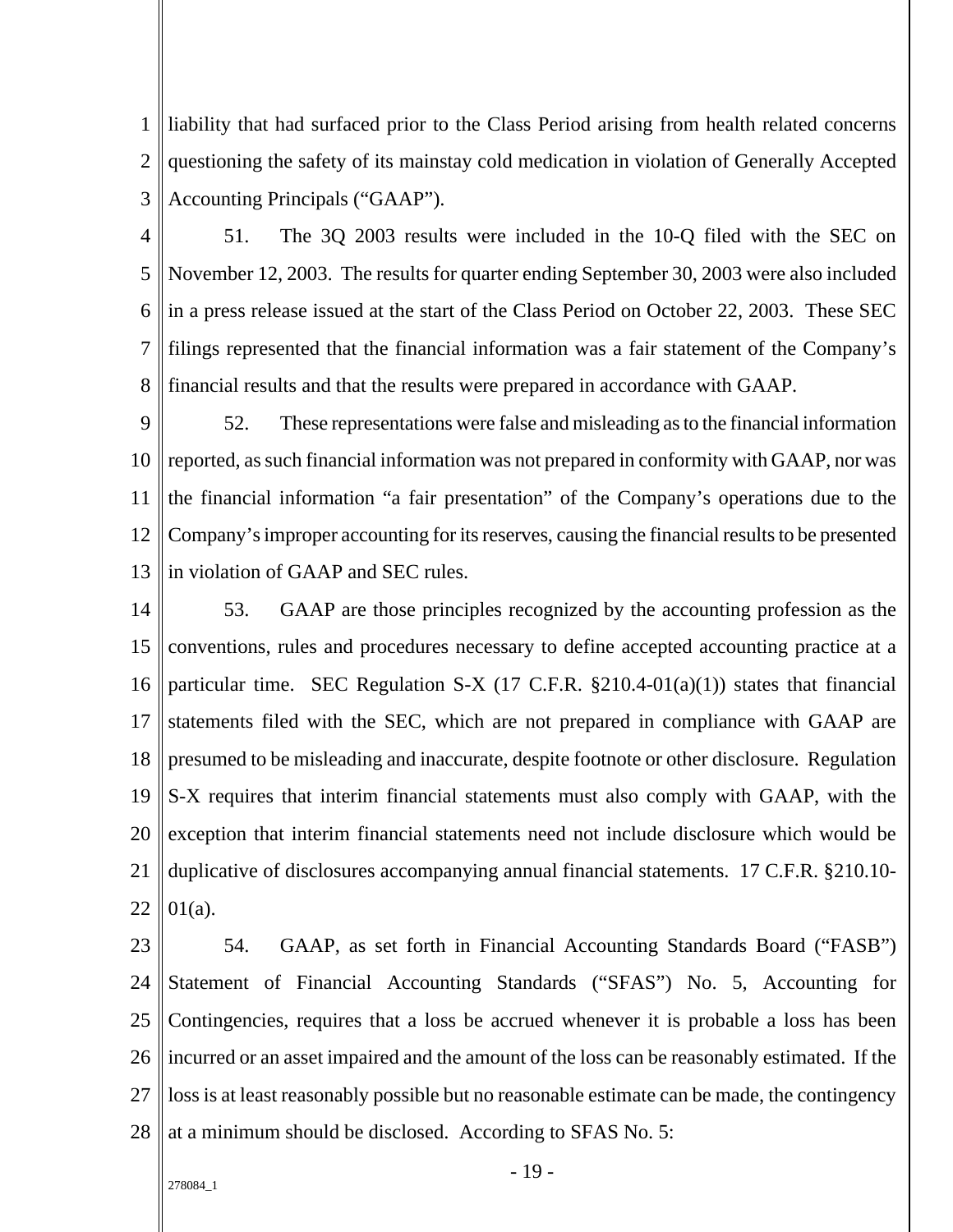liability that had surfaced prior to the Class Period arising from health related concerns questioning the safety of its mainstay cold medication in violation of Generally Accepted Accounting Principals ("GAAP").

51. The 3Q 2003 results were included in the 10-Q filed with the SEC on November 12, 2003. The results for quarter ending September 30, 2003 were also included in a press release issued at the start of the Class Period on October 22, 2003. These SEC filings represented that the financial information was a fair statement of the Company's financial results and that the results were prepared in accordance with GAAP.

52. These representations were false and misleading as to the financial information reported, as such financial information was not prepared in conformity with GAAP, nor was the financial information "a fair presentation" of the Company's operations due to the Company's improper accounting for its reserves, causing the financial results to be presented in violation of GAAP and SEC rules.

53. GAAP are those principles recognized by the accounting profession as the conventions, rules and procedures necessary to define accepted accounting practice at a particular time. SEC Regulation S-X (17 C.F.R. §210.4-01(a)(1)) states that financial statements filed with the SEC, which are not prepared in compliance with GAAP are presumed to be misleading and inaccurate, despite footnote or other disclosure. Regulation S-X requires that interim financial statements must also comply with GAAP, with the exception that interim financial statements need not include disclosure which would be duplicative of disclosures accompanying annual financial statements. 17 C.F.R. §210.10-01(a).

54. GAAP, as set forth in Financial Accounting Standards Board ("FASB") Statement of Financial Accounting Standards ("SFAS") No. 5, Accounting for Contingencies, requires that a loss be accrued whenever it is probable a loss has been incurred or an asset impaired and the amount of the loss can be reasonably estimated. If the loss is at least reasonably possible but no reasonable estimate can be made, the contingency at a minimum should be disclosed. According to SFAS No. 5: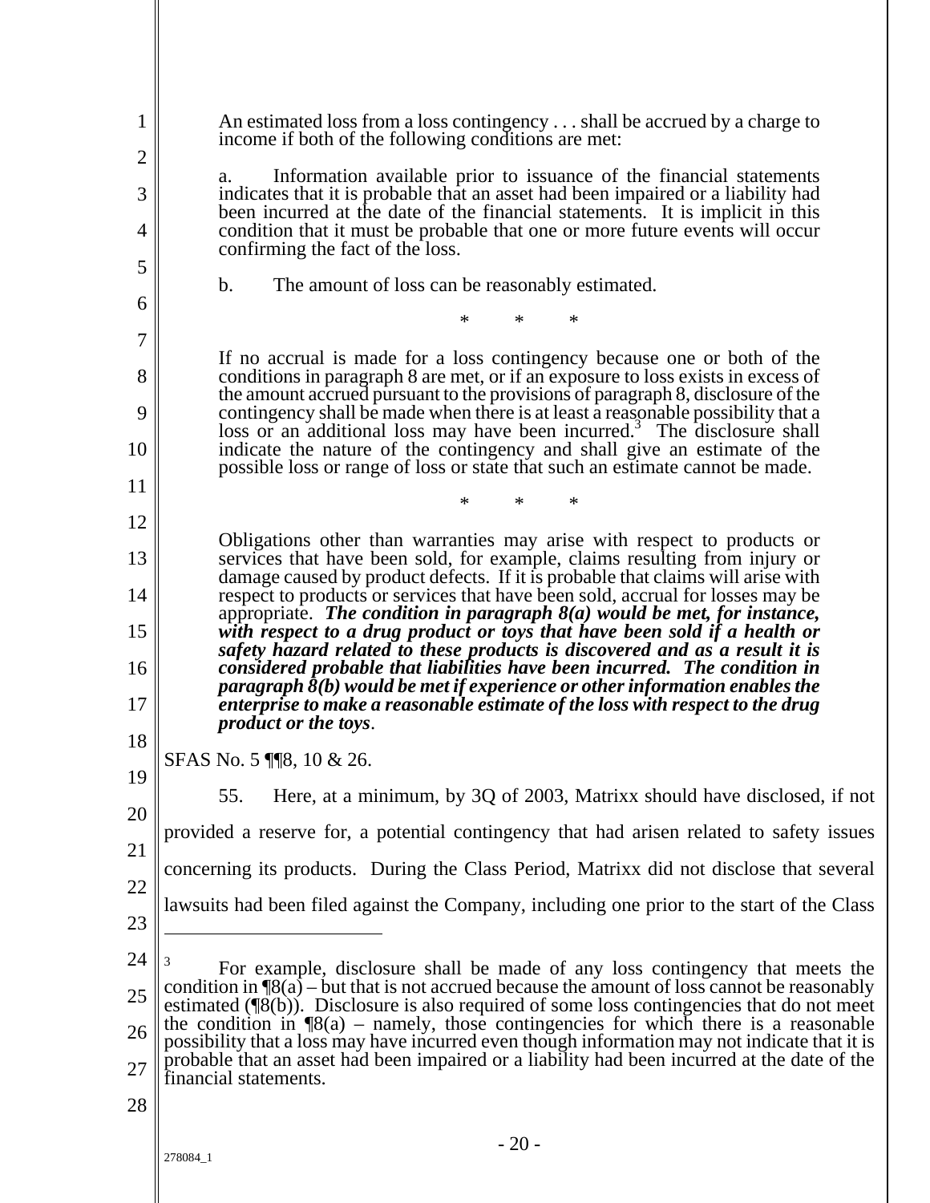> An estimated loss from a loss contingency . . . shall be accrued by a charge to income if both of the following conditions are met:
>
> a. Information available prior to issuance of the financial statements indicates that it is probable that an asset had been impaired or a liability had been incurred at the date of the financial statements. It is implicit in this condition that it must be probable that one or more future events will occur confirming the fact of the loss.
>
> b. The amount of loss can be reasonably estimated.
>
> \* \* \*
>
> If no accrual is made for a loss contingency because one or both of the conditions in paragraph 8 are met, or if an exposure to loss exists in excess of the amount accrued pursuant to the provisions of paragraph 8, disclosure of the contingency shall be made when there is at least a reasonable possibility that a loss or an additional loss may have been incurred.[3] The disclosure shall indicate the nature of the contingency and shall give an estimate of the possible loss or range of loss or state that such an estimate cannot be made.
>
> \* \* \*
>
> Obligations other than warranties may arise with respect to products or services that have been sold, for example, claims resulting from injury or damage caused by product defects. If it is probable that claims will arise with respect to products or services that have been sold, accrual for losses may be appropriate. ***The condition in paragraph 8(a) would be met, for instance, with respect to a drug product or toys that have been sold if a health or safety hazard related to these products is discovered and as a result it is considered probable that liabilities have been incurred. The condition in paragraph 8(b) would be met if experience or other information enables the enterprise to make a reasonable estimate of the loss with respect to the drug product or the toys***.

SFAS No. 5 ¶¶8, 10 & 26.

55. Here, at a minimum, by 3Q of 2003, Matrixx should have disclosed, if not provided a reserve for, a potential contingency that had arisen related to safety issues concerning its products. During the Class Period, Matrixx did not disclose that several lawsuits had been filed against the Company, including one prior to the start of the Class

---

[3] For example, disclosure shall be made of any loss contingency that meets the condition in ¶8(a) – but that is not accrued because the amount of loss cannot be reasonably estimated (¶8(b)). Disclosure is also required of some loss contingencies that do not meet the condition in ¶8(a) – namely, those contingencies for which there is a reasonable possibility that a loss may have incurred even though information may not indicate that it is probable that an asset had been impaired or a liability had been incurred at the date of the financial statements.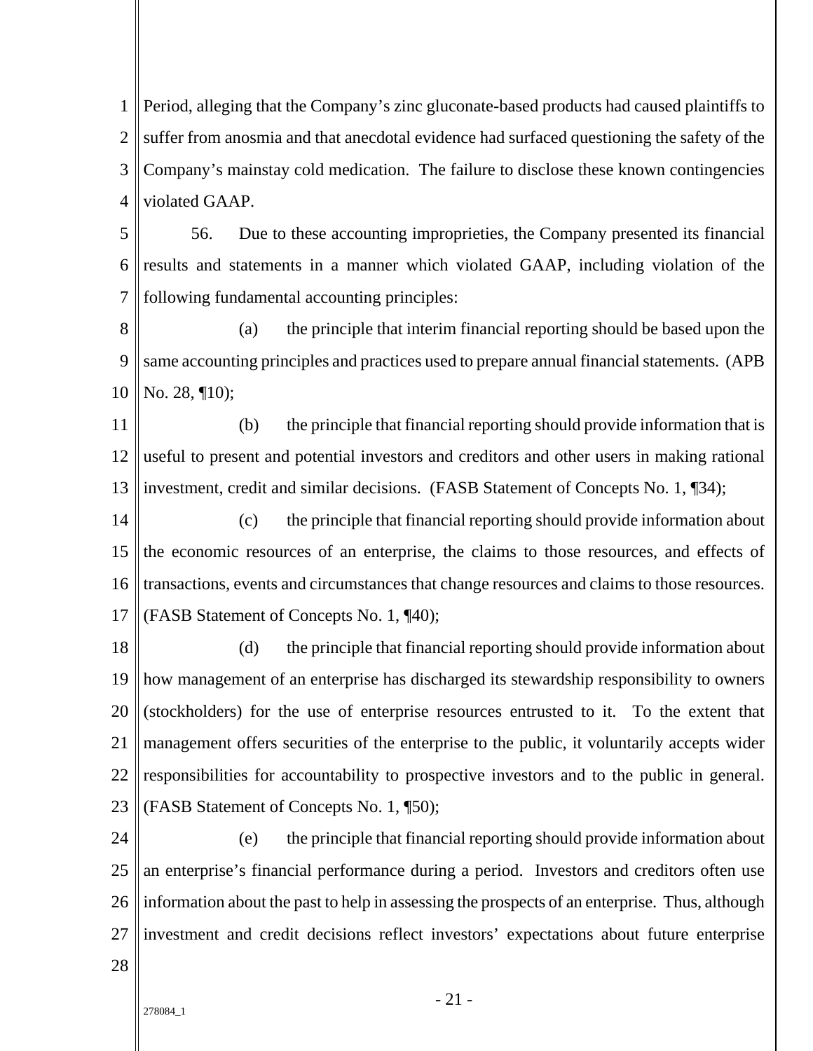Period, alleging that the Company's zinc gluconate-based products had caused plaintiffs to suffer from anosmia and that anecdotal evidence had surfaced questioning the safety of the Company's mainstay cold medication. The failure to disclose these known contingencies violated GAAP.

56. Due to these accounting improprieties, the Company presented its financial results and statements in a manner which violated GAAP, including violation of the following fundamental accounting principles:

(a) the principle that interim financial reporting should be based upon the same accounting principles and practices used to prepare annual financial statements. (APB No. 28, ¶10);

(b) the principle that financial reporting should provide information that is useful to present and potential investors and creditors and other users in making rational investment, credit and similar decisions. (FASB Statement of Concepts No. 1, ¶34);

(c) the principle that financial reporting should provide information about the economic resources of an enterprise, the claims to those resources, and effects of transactions, events and circumstances that change resources and claims to those resources. (FASB Statement of Concepts No. 1, ¶40);

(d) the principle that financial reporting should provide information about how management of an enterprise has discharged its stewardship responsibility to owners (stockholders) for the use of enterprise resources entrusted to it. To the extent that management offers securities of the enterprise to the public, it voluntarily accepts wider responsibilities for accountability to prospective investors and to the public in general. (FASB Statement of Concepts No. 1, ¶50);

(e) the principle that financial reporting should provide information about an enterprise's financial performance during a period. Investors and creditors often use information about the past to help in assessing the prospects of an enterprise. Thus, although investment and credit decisions reflect investors' expectations about future enterprise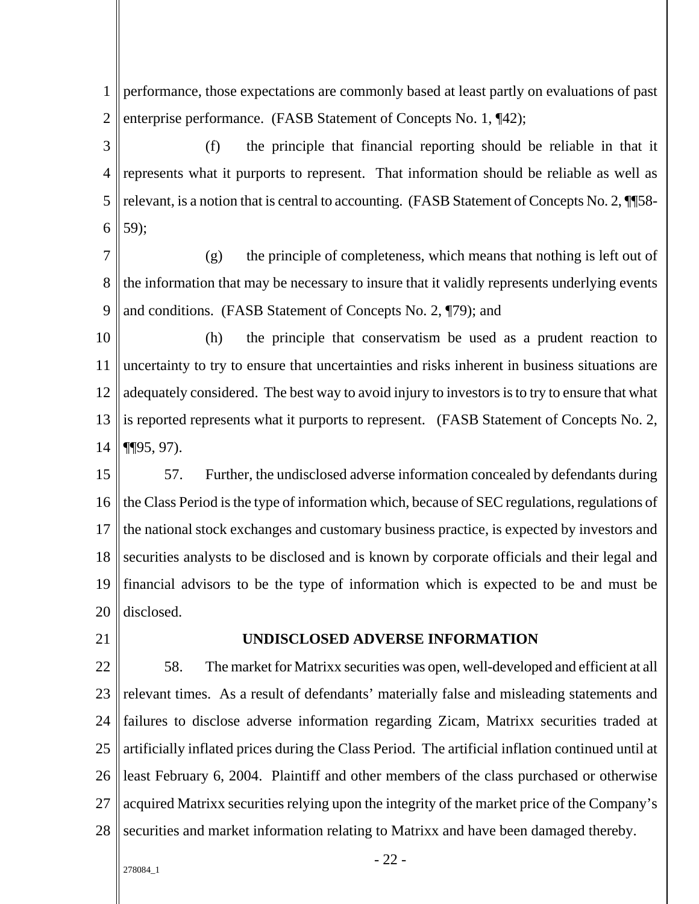performance, those expectations are commonly based at least partly on evaluations of past enterprise performance. (FASB Statement of Concepts No. 1, ¶42);

(f) the principle that financial reporting should be reliable in that it represents what it purports to represent. That information should be reliable as well as relevant, is a notion that is central to accounting. (FASB Statement of Concepts No. 2, ¶¶58-59);

(g) the principle of completeness, which means that nothing is left out of the information that may be necessary to insure that it validly represents underlying events and conditions. (FASB Statement of Concepts No. 2, ¶79); and

(h) the principle that conservatism be used as a prudent reaction to uncertainty to try to ensure that uncertainties and risks inherent in business situations are adequately considered. The best way to avoid injury to investors is to try to ensure that what is reported represents what it purports to represent. (FASB Statement of Concepts No. 2, ¶¶95, 97).

57. Further, the undisclosed adverse information concealed by defendants during the Class Period is the type of information which, because of SEC regulations, regulations of the national stock exchanges and customary business practice, is expected by investors and securities analysts to be disclosed and is known by corporate officials and their legal and financial advisors to be the type of information which is expected to be and must be disclosed.

**UNDISCLOSED ADVERSE INFORMATION**

58. The market for Matrixx securities was open, well-developed and efficient at all relevant times. As a result of defendants' materially false and misleading statements and failures to disclose adverse information regarding Zicam, Matrixx securities traded at artificially inflated prices during the Class Period. The artificial inflation continued until at least February 6, 2004. Plaintiff and other members of the class purchased or otherwise acquired Matrixx securities relying upon the integrity of the market price of the Company's securities and market information relating to Matrixx and have been damaged thereby.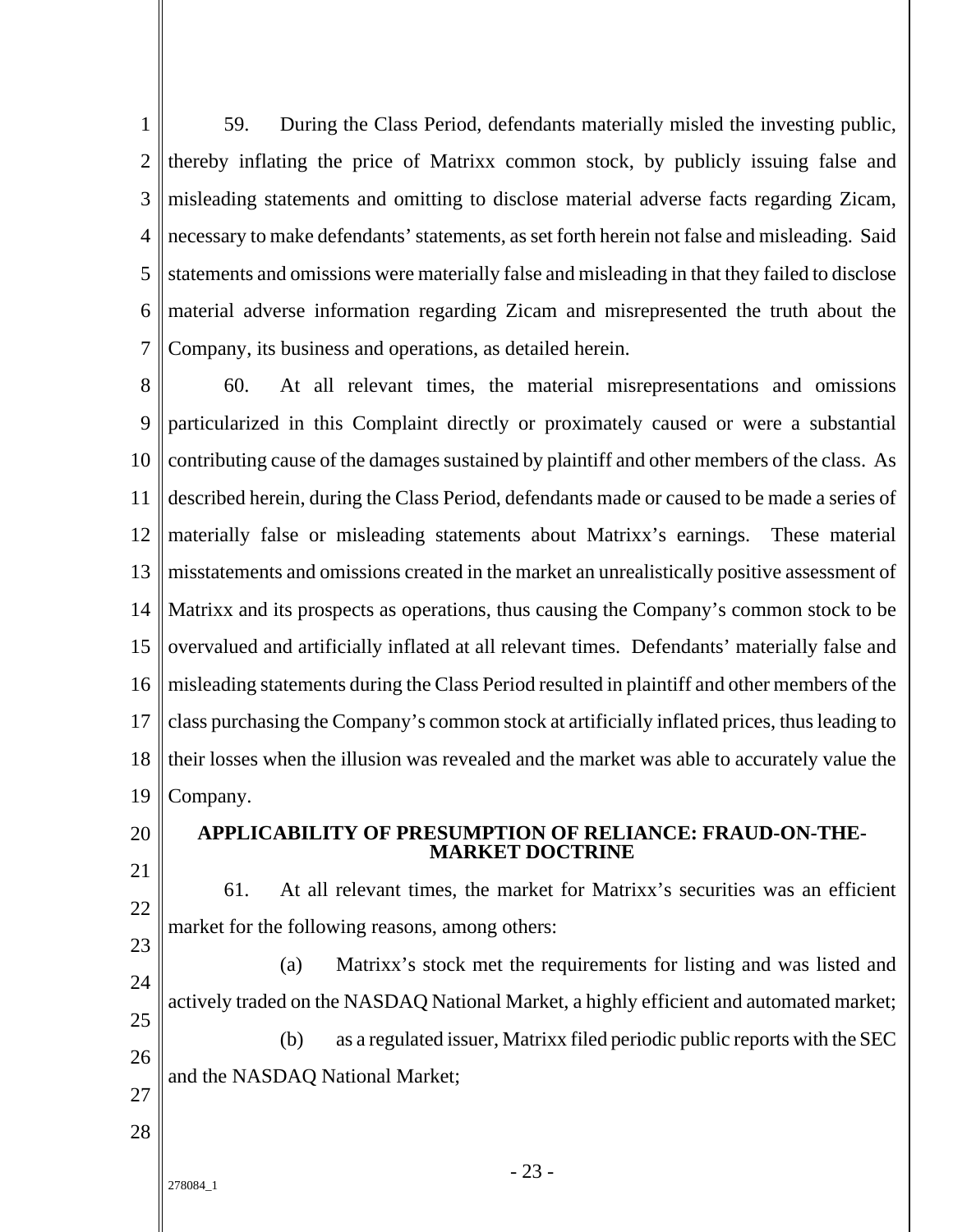59. During the Class Period, defendants materially misled the investing public, thereby inflating the price of Matrixx common stock, by publicly issuing false and misleading statements and omitting to disclose material adverse facts regarding Zicam, necessary to make defendants' statements, as set forth herein not false and misleading. Said statements and omissions were materially false and misleading in that they failed to disclose material adverse information regarding Zicam and misrepresented the truth about the Company, its business and operations, as detailed herein.

60. At all relevant times, the material misrepresentations and omissions particularized in this Complaint directly or proximately caused or were a substantial contributing cause of the damages sustained by plaintiff and other members of the class. As described herein, during the Class Period, defendants made or caused to be made a series of materially false or misleading statements about Matrixx's earnings. These material misstatements and omissions created in the market an unrealistically positive assessment of Matrixx and its prospects as operations, thus causing the Company's common stock to be overvalued and artificially inflated at all relevant times. Defendants' materially false and misleading statements during the Class Period resulted in plaintiff and other members of the class purchasing the Company's common stock at artificially inflated prices, thus leading to their losses when the illusion was revealed and the market was able to accurately value the Company.

## APPLICABILITY OF PRESUMPTION OF RELIANCE: FRAUD-ON-THE-MARKET DOCTRINE

61. At all relevant times, the market for Matrixx's securities was an efficient market for the following reasons, among others:

(a) Matrixx's stock met the requirements for listing and was listed and actively traded on the NASDAQ National Market, a highly efficient and automated market;

(b) as a regulated issuer, Matrixx filed periodic public reports with the SEC and the NASDAQ National Market;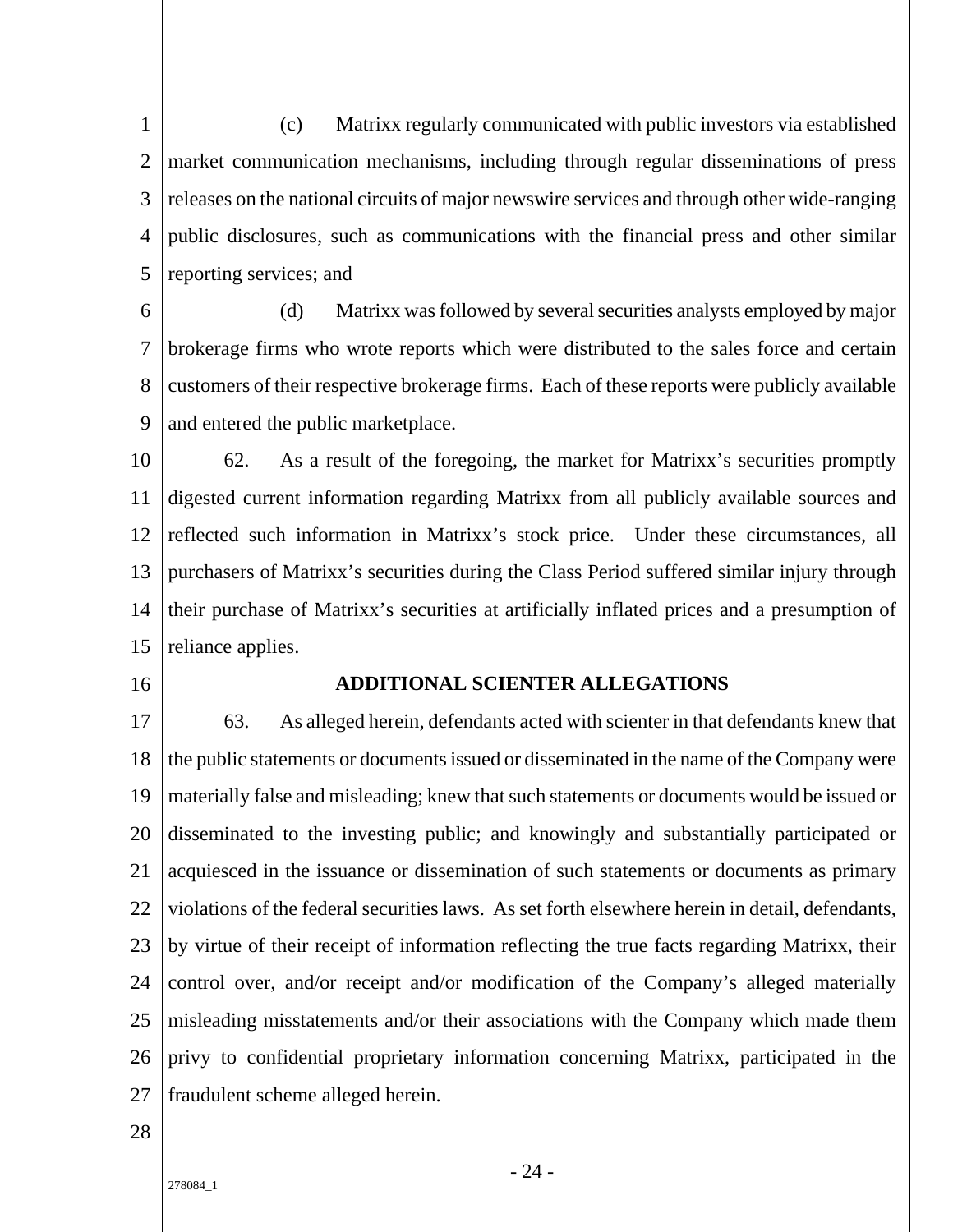(c) Matrixx regularly communicated with public investors via established market communication mechanisms, including through regular disseminations of press releases on the national circuits of major newswire services and through other wide-ranging public disclosures, such as communications with the financial press and other similar reporting services; and

(d) Matrixx was followed by several securities analysts employed by major brokerage firms who wrote reports which were distributed to the sales force and certain customers of their respective brokerage firms. Each of these reports were publicly available and entered the public marketplace.

62. As a result of the foregoing, the market for Matrixx's securities promptly digested current information regarding Matrixx from all publicly available sources and reflected such information in Matrixx's stock price. Under these circumstances, all purchasers of Matrixx's securities during the Class Period suffered similar injury through their purchase of Matrixx's securities at artificially inflated prices and a presumption of reliance applies.

## ADDITIONAL SCIENTER ALLEGATIONS

63. As alleged herein, defendants acted with scienter in that defendants knew that the public statements or documents issued or disseminated in the name of the Company were materially false and misleading; knew that such statements or documents would be issued or disseminated to the investing public; and knowingly and substantially participated or acquiesced in the issuance or dissemination of such statements or documents as primary violations of the federal securities laws. As set forth elsewhere herein in detail, defendants, by virtue of their receipt of information reflecting the true facts regarding Matrixx, their control over, and/or receipt and/or modification of the Company's alleged materially misleading misstatements and/or their associations with the Company which made them privy to confidential proprietary information concerning Matrixx, participated in the fraudulent scheme alleged herein.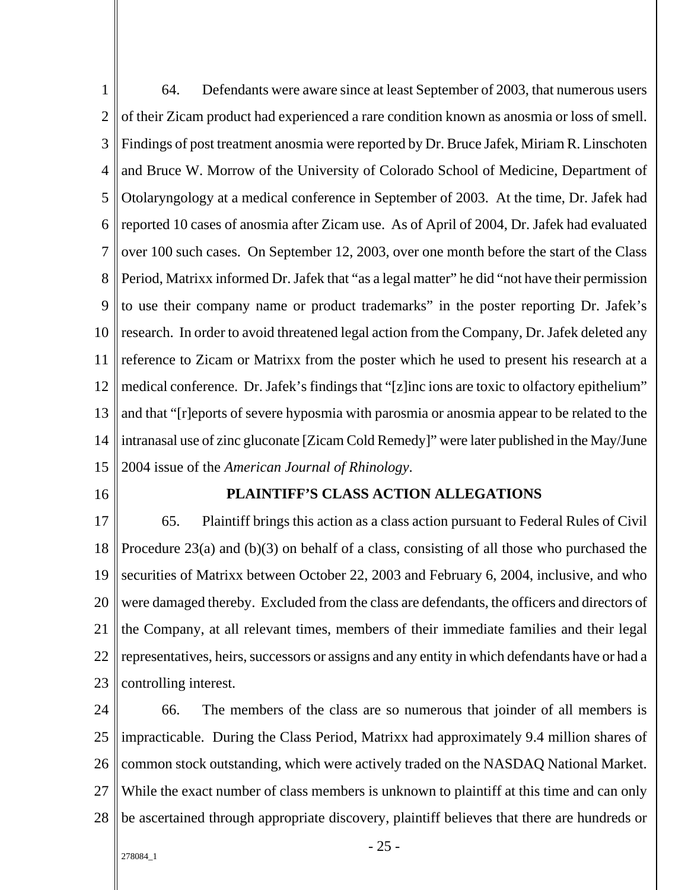64. Defendants were aware since at least September of 2003, that numerous users of their Zicam product had experienced a rare condition known as anosmia or loss of smell. Findings of post treatment anosmia were reported by Dr. Bruce Jafek, Miriam R. Linschoten and Bruce W. Morrow of the University of Colorado School of Medicine, Department of Otolaryngology at a medical conference in September of 2003. At the time, Dr. Jafek had reported 10 cases of anosmia after Zicam use. As of April of 2004, Dr. Jafek had evaluated over 100 such cases. On September 12, 2003, over one month before the start of the Class Period, Matrixx informed Dr. Jafek that "as a legal matter" he did "not have their permission to use their company name or product trademarks" in the poster reporting Dr. Jafek's research. In order to avoid threatened legal action from the Company, Dr. Jafek deleted any reference to Zicam or Matrixx from the poster which he used to present his research at a medical conference. Dr. Jafek's findings that "[z]inc ions are toxic to olfactory epithelium" and that "[r]eports of severe hyposmia with parosmia or anosmia appear to be related to the intranasal use of zinc gluconate [Zicam Cold Remedy]" were later published in the May/June 2004 issue of the *American Journal of Rhinology*.

**PLAINTIFF'S CLASS ACTION ALLEGATIONS**

65. Plaintiff brings this action as a class action pursuant to Federal Rules of Civil Procedure 23(a) and (b)(3) on behalf of a class, consisting of all those who purchased the securities of Matrixx between October 22, 2003 and February 6, 2004, inclusive, and who were damaged thereby. Excluded from the class are defendants, the officers and directors of the Company, at all relevant times, members of their immediate families and their legal representatives, heirs, successors or assigns and any entity in which defendants have or had a controlling interest.

66. The members of the class are so numerous that joinder of all members is impracticable. During the Class Period, Matrixx had approximately 9.4 million shares of common stock outstanding, which were actively traded on the NASDAQ National Market. While the exact number of class members is unknown to plaintiff at this time and can only be ascertained through appropriate discovery, plaintiff believes that there are hundreds or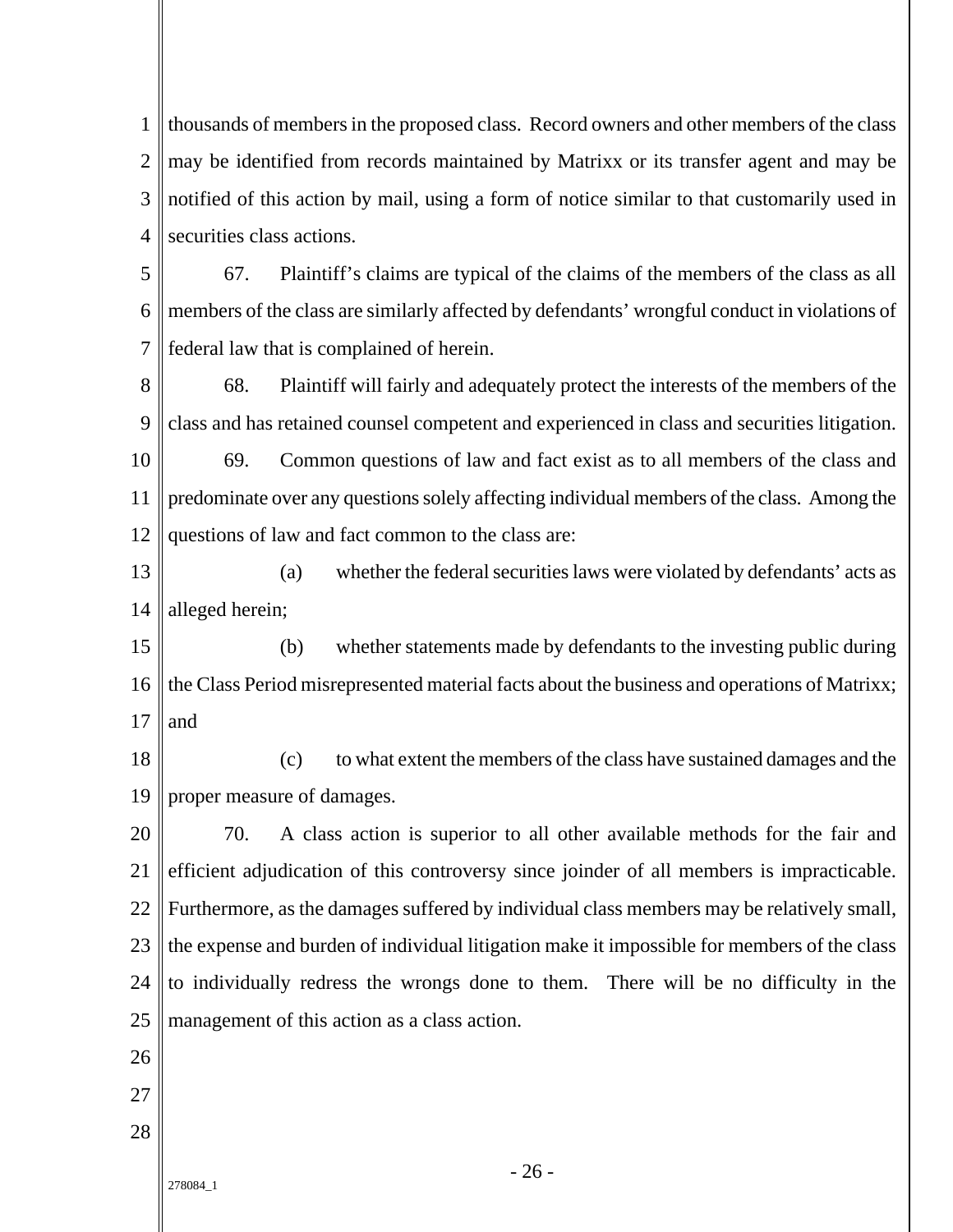thousands of members in the proposed class. Record owners and other members of the class may be identified from records maintained by Matrixx or its transfer agent and may be notified of this action by mail, using a form of notice similar to that customarily used in securities class actions.

67. Plaintiff's claims are typical of the claims of the members of the class as all members of the class are similarly affected by defendants' wrongful conduct in violations of federal law that is complained of herein.

68. Plaintiff will fairly and adequately protect the interests of the members of the class and has retained counsel competent and experienced in class and securities litigation.

69. Common questions of law and fact exist as to all members of the class and predominate over any questions solely affecting individual members of the class. Among the questions of law and fact common to the class are:

(a) whether the federal securities laws were violated by defendants' acts as alleged herein;

(b) whether statements made by defendants to the investing public during the Class Period misrepresented material facts about the business and operations of Matrixx; and

(c) to what extent the members of the class have sustained damages and the proper measure of damages.

70. A class action is superior to all other available methods for the fair and efficient adjudication of this controversy since joinder of all members is impracticable. Furthermore, as the damages suffered by individual class members may be relatively small, the expense and burden of individual litigation make it impossible for members of the class to individually redress the wrongs done to them. There will be no difficulty in the management of this action as a class action.

278084_1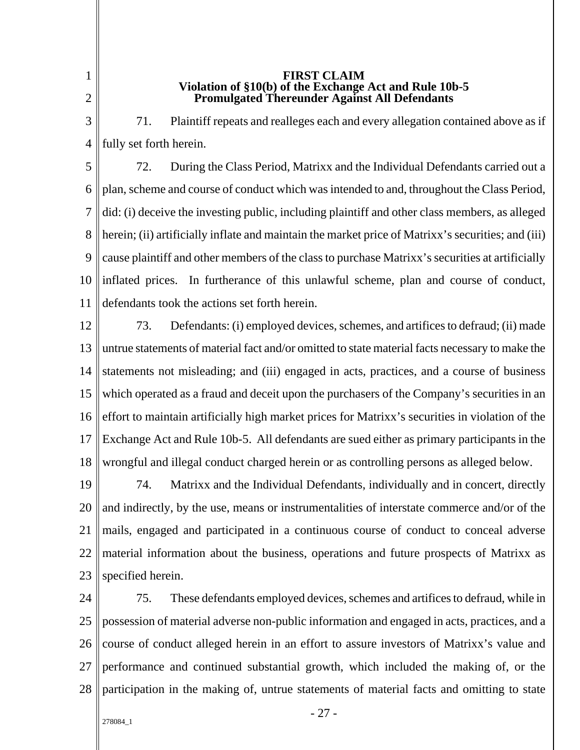**FIRST CLAIM**
**Violation of §10(b) of the Exchange Act and Rule 10b-5 Promulgated Thereunder Against All Defendants**

71. Plaintiff repeats and realleges each and every allegation contained above as if fully set forth herein.

72. During the Class Period, Matrixx and the Individual Defendants carried out a plan, scheme and course of conduct which was intended to and, throughout the Class Period, did: (i) deceive the investing public, including plaintiff and other class members, as alleged herein; (ii) artificially inflate and maintain the market price of Matrixx's securities; and (iii) cause plaintiff and other members of the class to purchase Matrixx's securities at artificially inflated prices. In furtherance of this unlawful scheme, plan and course of conduct, defendants took the actions set forth herein.

73. Defendants: (i) employed devices, schemes, and artifices to defraud; (ii) made untrue statements of material fact and/or omitted to state material facts necessary to make the statements not misleading; and (iii) engaged in acts, practices, and a course of business which operated as a fraud and deceit upon the purchasers of the Company's securities in an effort to maintain artificially high market prices for Matrixx's securities in violation of the Exchange Act and Rule 10b-5. All defendants are sued either as primary participants in the wrongful and illegal conduct charged herein or as controlling persons as alleged below.

74. Matrixx and the Individual Defendants, individually and in concert, directly and indirectly, by the use, means or instrumentalities of interstate commerce and/or of the mails, engaged and participated in a continuous course of conduct to conceal adverse material information about the business, operations and future prospects of Matrixx as specified herein.

75. These defendants employed devices, schemes and artifices to defraud, while in possession of material adverse non-public information and engaged in acts, practices, and a course of conduct alleged herein in an effort to assure investors of Matrixx's value and performance and continued substantial growth, which included the making of, or the participation in the making of, untrue statements of material facts and omitting to state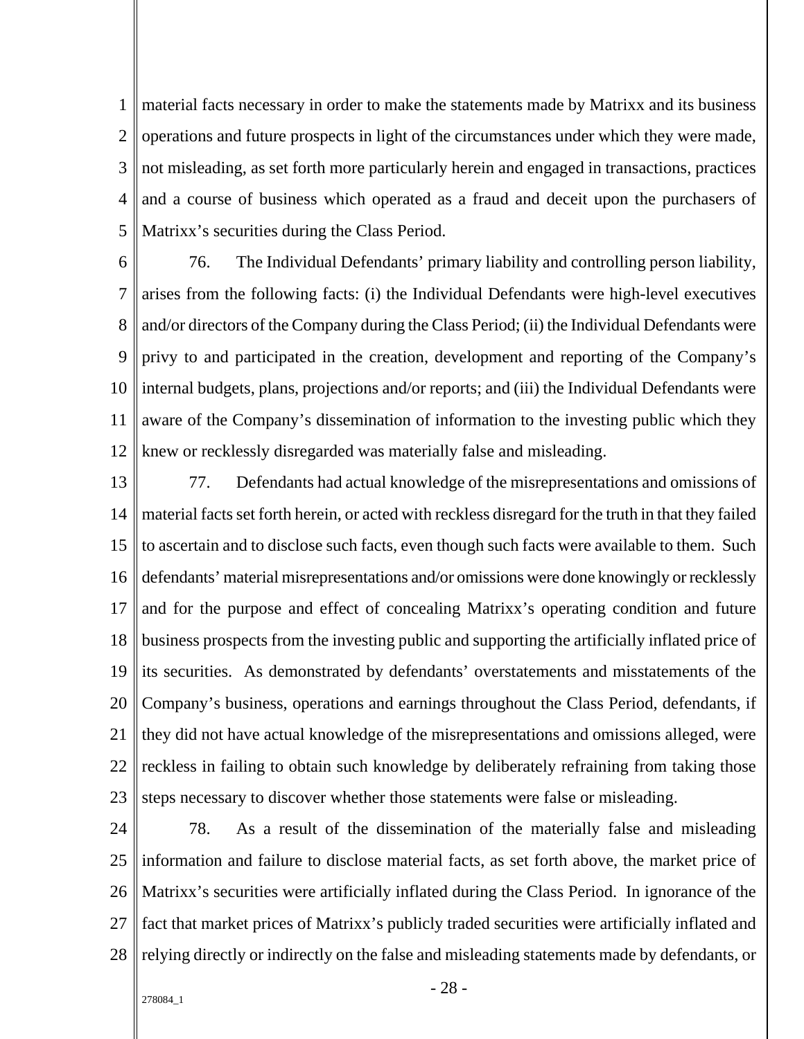material facts necessary in order to make the statements made by Matrixx and its business operations and future prospects in light of the circumstances under which they were made, not misleading, as set forth more particularly herein and engaged in transactions, practices and a course of business which operated as a fraud and deceit upon the purchasers of Matrixx's securities during the Class Period.

76. The Individual Defendants' primary liability and controlling person liability, arises from the following facts: (i) the Individual Defendants were high-level executives and/or directors of the Company during the Class Period; (ii) the Individual Defendants were privy to and participated in the creation, development and reporting of the Company's internal budgets, plans, projections and/or reports; and (iii) the Individual Defendants were aware of the Company's dissemination of information to the investing public which they knew or recklessly disregarded was materially false and misleading.

77. Defendants had actual knowledge of the misrepresentations and omissions of material facts set forth herein, or acted with reckless disregard for the truth in that they failed to ascertain and to disclose such facts, even though such facts were available to them. Such defendants' material misrepresentations and/or omissions were done knowingly or recklessly and for the purpose and effect of concealing Matrixx's operating condition and future business prospects from the investing public and supporting the artificially inflated price of its securities. As demonstrated by defendants' overstatements and misstatements of the Company's business, operations and earnings throughout the Class Period, defendants, if they did not have actual knowledge of the misrepresentations and omissions alleged, were reckless in failing to obtain such knowledge by deliberately refraining from taking those steps necessary to discover whether those statements were false or misleading.

78. As a result of the dissemination of the materially false and misleading information and failure to disclose material facts, as set forth above, the market price of Matrixx's securities were artificially inflated during the Class Period. In ignorance of the fact that market prices of Matrixx's publicly traded securities were artificially inflated and relying directly or indirectly on the false and misleading statements made by defendants, or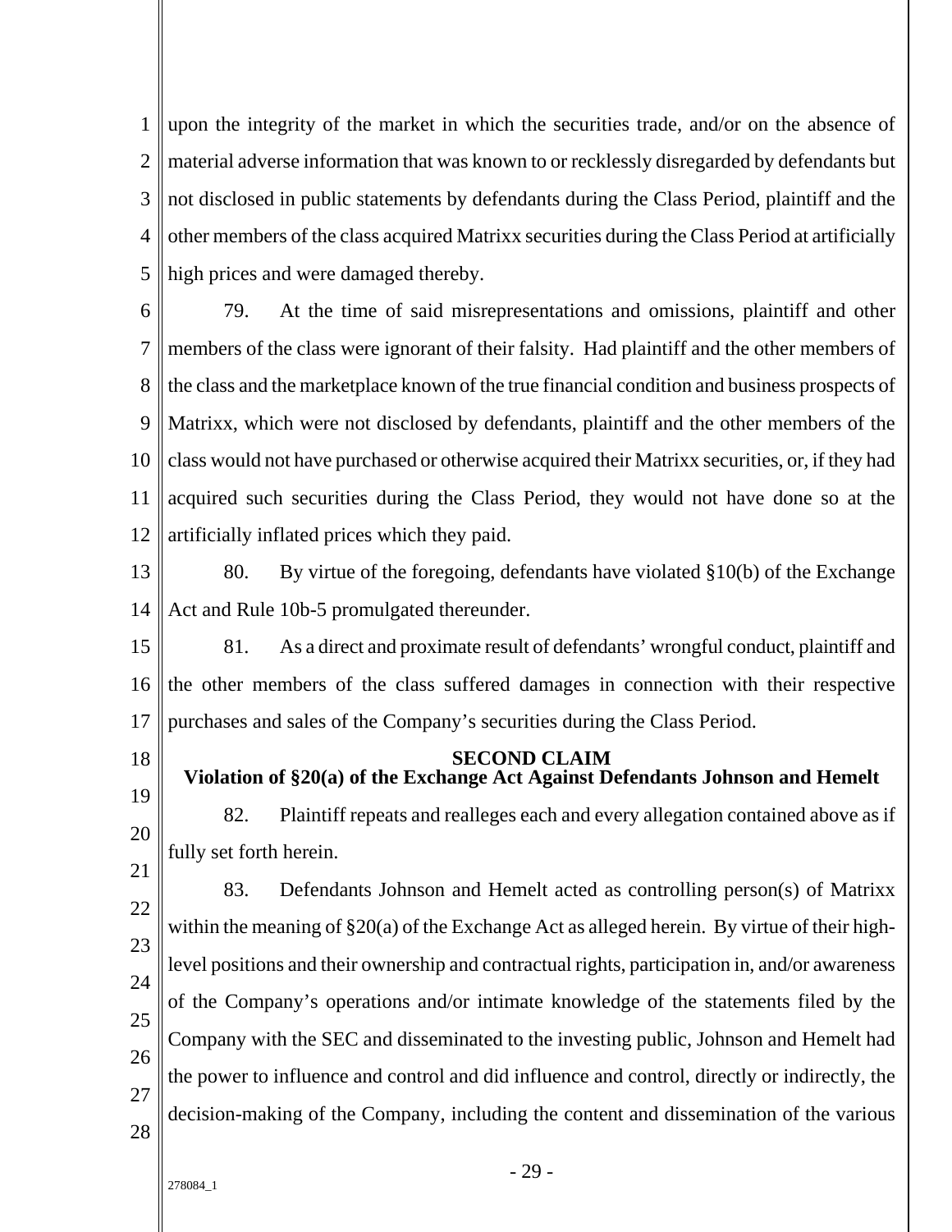upon the integrity of the market in which the securities trade, and/or on the absence of material adverse information that was known to or recklessly disregarded by defendants but not disclosed in public statements by defendants during the Class Period, plaintiff and the other members of the class acquired Matrixx securities during the Class Period at artificially high prices and were damaged thereby.

79. At the time of said misrepresentations and omissions, plaintiff and other members of the class were ignorant of their falsity. Had plaintiff and the other members of the class and the marketplace known of the true financial condition and business prospects of Matrixx, which were not disclosed by defendants, plaintiff and the other members of the class would not have purchased or otherwise acquired their Matrixx securities, or, if they had acquired such securities during the Class Period, they would not have done so at the artificially inflated prices which they paid.

80. By virtue of the foregoing, defendants have violated §10(b) of the Exchange Act and Rule 10b-5 promulgated thereunder.

81. As a direct and proximate result of defendants' wrongful conduct, plaintiff and the other members of the class suffered damages in connection with their respective purchases and sales of the Company's securities during the Class Period.

## SECOND CLAIM
## Violation of §20(a) of the Exchange Act Against Defendants Johnson and Hemelt

82. Plaintiff repeats and realleges each and every allegation contained above as if fully set forth herein.

83. Defendants Johnson and Hemelt acted as controlling person(s) of Matrixx within the meaning of §20(a) of the Exchange Act as alleged herein. By virtue of their high-level positions and their ownership and contractual rights, participation in, and/or awareness of the Company's operations and/or intimate knowledge of the statements filed by the Company with the SEC and disseminated to the investing public, Johnson and Hemelt had the power to influence and control and did influence and control, directly or indirectly, the decision-making of the Company, including the content and dissemination of the various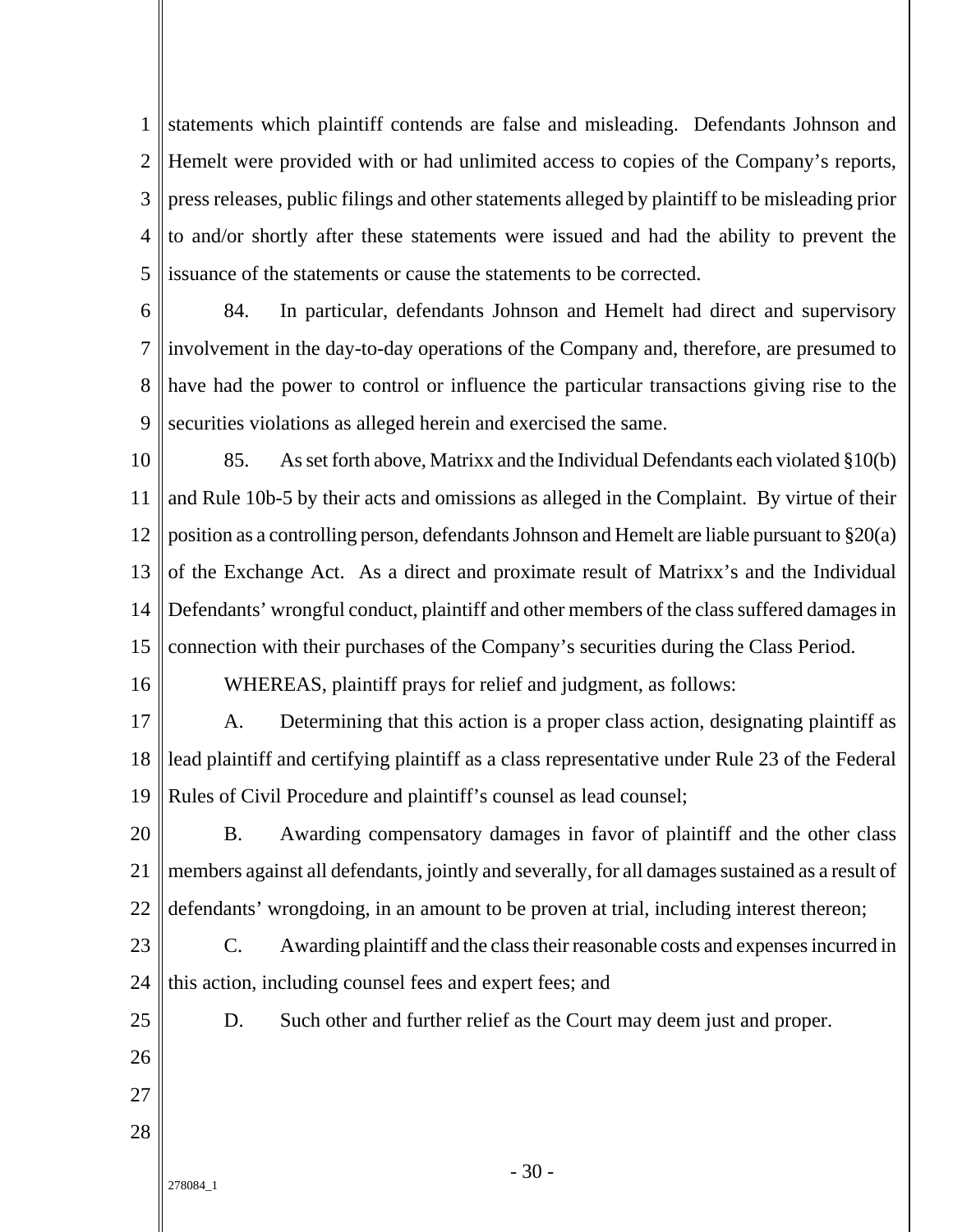statements which plaintiff contends are false and misleading. Defendants Johnson and Hemelt were provided with or had unlimited access to copies of the Company's reports, press releases, public filings and other statements alleged by plaintiff to be misleading prior to and/or shortly after these statements were issued and had the ability to prevent the issuance of the statements or cause the statements to be corrected.

84. In particular, defendants Johnson and Hemelt had direct and supervisory involvement in the day-to-day operations of the Company and, therefore, are presumed to have had the power to control or influence the particular transactions giving rise to the securities violations as alleged herein and exercised the same.

85. As set forth above, Matrixx and the Individual Defendants each violated §10(b) and Rule 10b-5 by their acts and omissions as alleged in the Complaint. By virtue of their position as a controlling person, defendants Johnson and Hemelt are liable pursuant to §20(a) of the Exchange Act. As a direct and proximate result of Matrixx's and the Individual Defendants' wrongful conduct, plaintiff and other members of the class suffered damages in connection with their purchases of the Company's securities during the Class Period.

WHEREAS, plaintiff prays for relief and judgment, as follows:

A. Determining that this action is a proper class action, designating plaintiff as lead plaintiff and certifying plaintiff as a class representative under Rule 23 of the Federal Rules of Civil Procedure and plaintiff's counsel as lead counsel;

B. Awarding compensatory damages in favor of plaintiff and the other class members against all defendants, jointly and severally, for all damages sustained as a result of defendants' wrongdoing, in an amount to be proven at trial, including interest thereon;

C. Awarding plaintiff and the class their reasonable costs and expenses incurred in this action, including counsel fees and expert fees; and

D. Such other and further relief as the Court may deem just and proper.

278084_1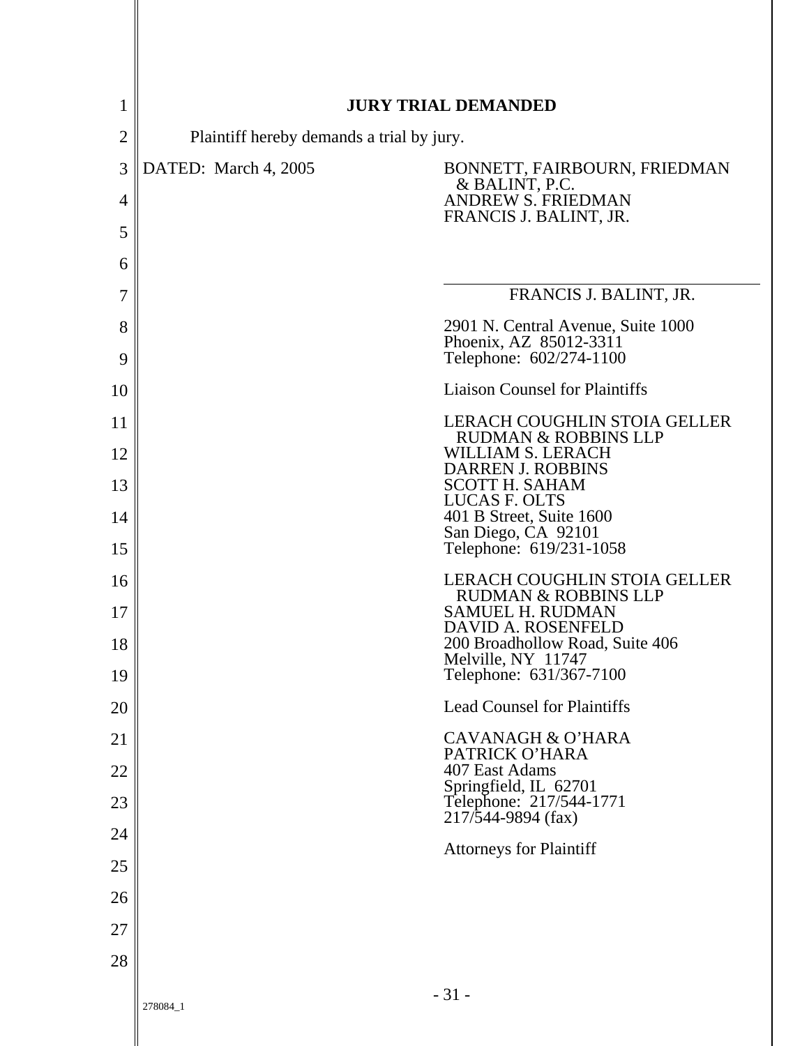## JURY TRIAL DEMANDED

Plaintiff hereby demands a trial by jury.

DATED: March 4, 2005

BONNETT, FAIRBOURN, FRIEDMAN & BALINT, P.C.
ANDREW S. FRIEDMAN
FRANCIS J. BALINT, JR.

FRANCIS J. BALINT, JR.

2901 N. Central Avenue, Suite 1000
Phoenix, AZ 85012-3311
Telephone: 602/274-1100

Liaison Counsel for Plaintiffs

LERACH COUGHLIN STOIA GELLER RUDMAN & ROBBINS LLP
WILLIAM S. LERACH
DARREN J. ROBBINS
SCOTT H. SAHAM
LUCAS F. OLTS
401 B Street, Suite 1600
San Diego, CA 92101
Telephone: 619/231-1058

LERACH COUGHLIN STOIA GELLER RUDMAN & ROBBINS LLP
SAMUEL H. RUDMAN
DAVID A. ROSENFELD
200 Broadhollow Road, Suite 406
Melville, NY 11747
Telephone: 631/367-7100

Lead Counsel for Plaintiffs

CAVANAGH & O'HARA
PATRICK O'HARA
407 East Adams
Springfield, IL 62701
Telephone: 217/544-1771
217/544-9894 (fax)

Attorneys for Plaintiff

278084_1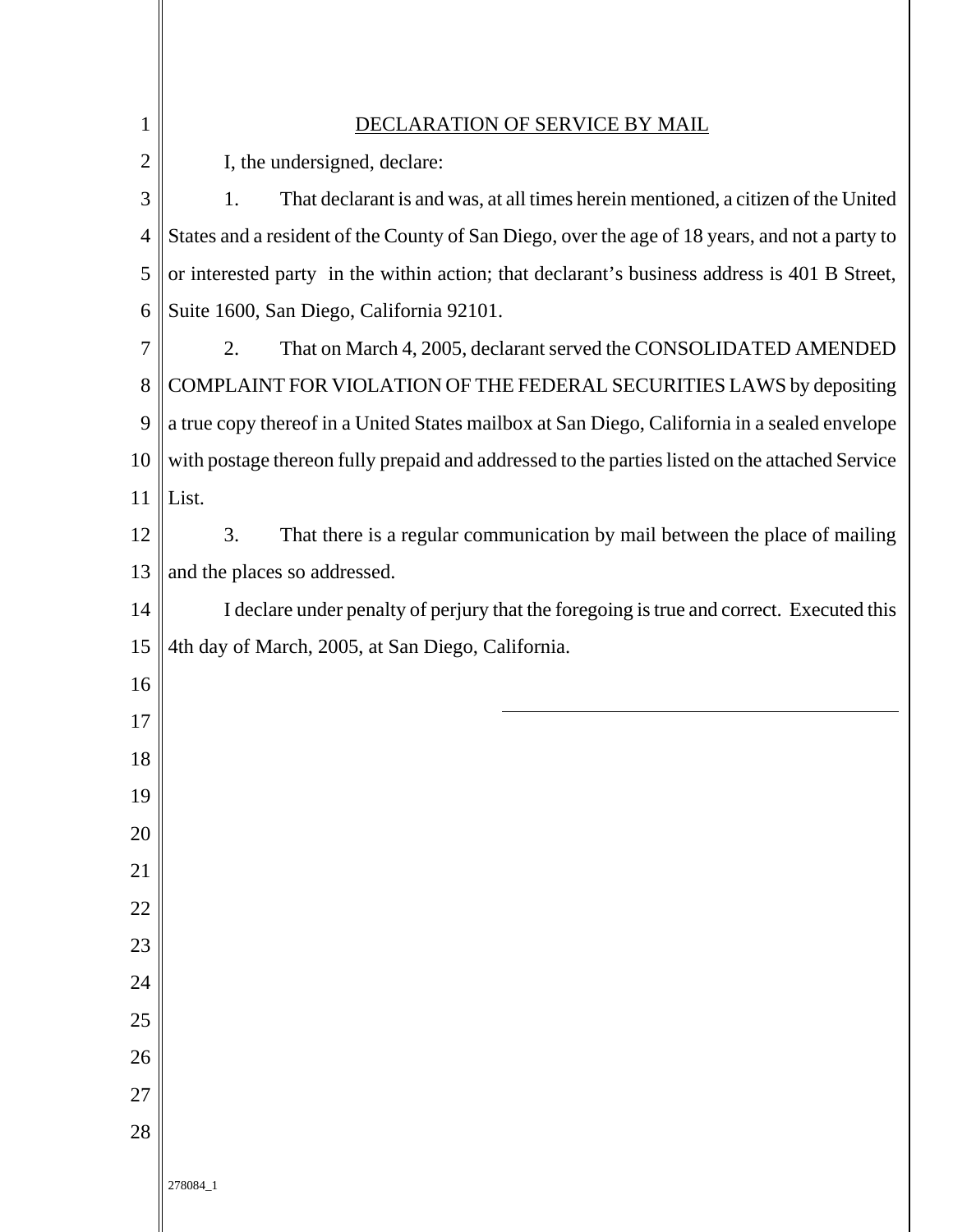## DECLARATION OF SERVICE BY MAIL

I, the undersigned, declare:

1. That declarant is and was, at all times herein mentioned, a citizen of the United States and a resident of the County of San Diego, over the age of 18 years, and not a party to or interested party in the within action; that declarant's business address is 401 B Street, Suite 1600, San Diego, California 92101.

2. That on March 4, 2005, declarant served the CONSOLIDATED AMENDED COMPLAINT FOR VIOLATION OF THE FEDERAL SECURITIES LAWS by depositing a true copy thereof in a United States mailbox at San Diego, California in a sealed envelope with postage thereon fully prepaid and addressed to the parties listed on the attached Service List.

3. That there is a regular communication by mail between the place of mailing and the places so addressed.

I declare under penalty of perjury that the foregoing is true and correct. Executed this 4th day of March, 2005, at San Diego, California.

\_\_\_\_\_\_\_\_\_\_\_\_\_\_\_\_\_\_\_\_\_\_\_\_\_\_\_\_\_\_\_\_\_\_\_\_

278084_1